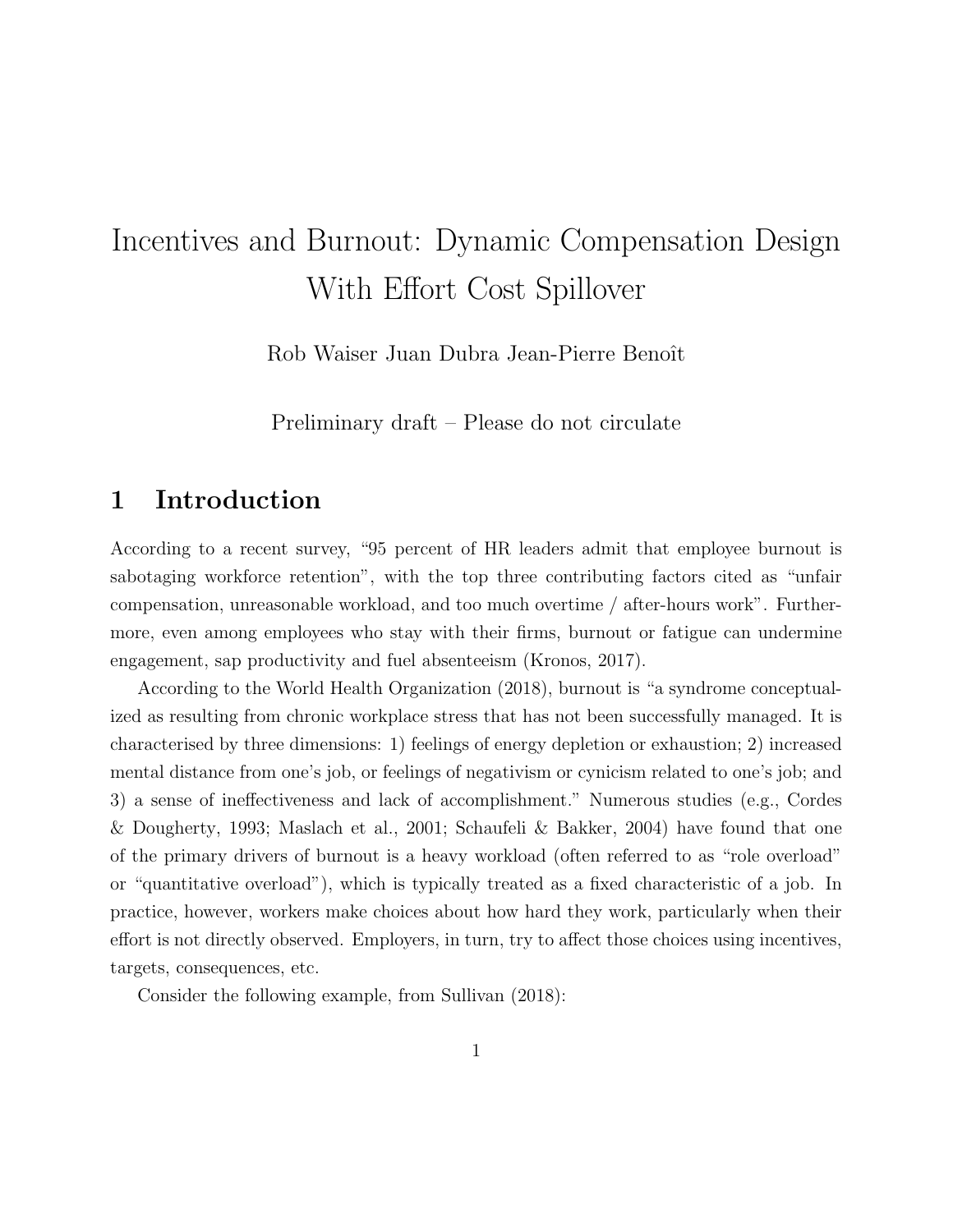# Incentives and Burnout: Dynamic Compensation Design With Effort Cost Spillover

Rob Waiser Juan Dubra Jean-Pierre Benoît

Preliminary draft – Please do not circulate

## 1 Introduction

According to a recent survey, "95 percent of HR leaders admit that employee burnout is sabotaging workforce retention", with the top three contributing factors cited as "unfair compensation, unreasonable workload, and too much overtime / after-hours work". Furthermore, even among employees who stay with their firms, burnout or fatigue can undermine engagement, sap productivity and fuel absenteeism (Kronos, 2017).

According to the World Health Organization (2018), burnout is "a syndrome conceptualized as resulting from chronic workplace stress that has not been successfully managed. It is characterised by three dimensions: 1) feelings of energy depletion or exhaustion; 2) increased mental distance from one's job, or feelings of negativism or cynicism related to one's job; and 3) a sense of ineffectiveness and lack of accomplishment." Numerous studies (e.g., Cordes & Dougherty, 1993; Maslach et al., 2001; Schaufeli & Bakker, 2004) have found that one of the primary drivers of burnout is a heavy workload (often referred to as "role overload" or "quantitative overload"), which is typically treated as a fixed characteristic of a job. In practice, however, workers make choices about how hard they work, particularly when their effort is not directly observed. Employers, in turn, try to affect those choices using incentives, targets, consequences, etc.

Consider the following example, from Sullivan (2018):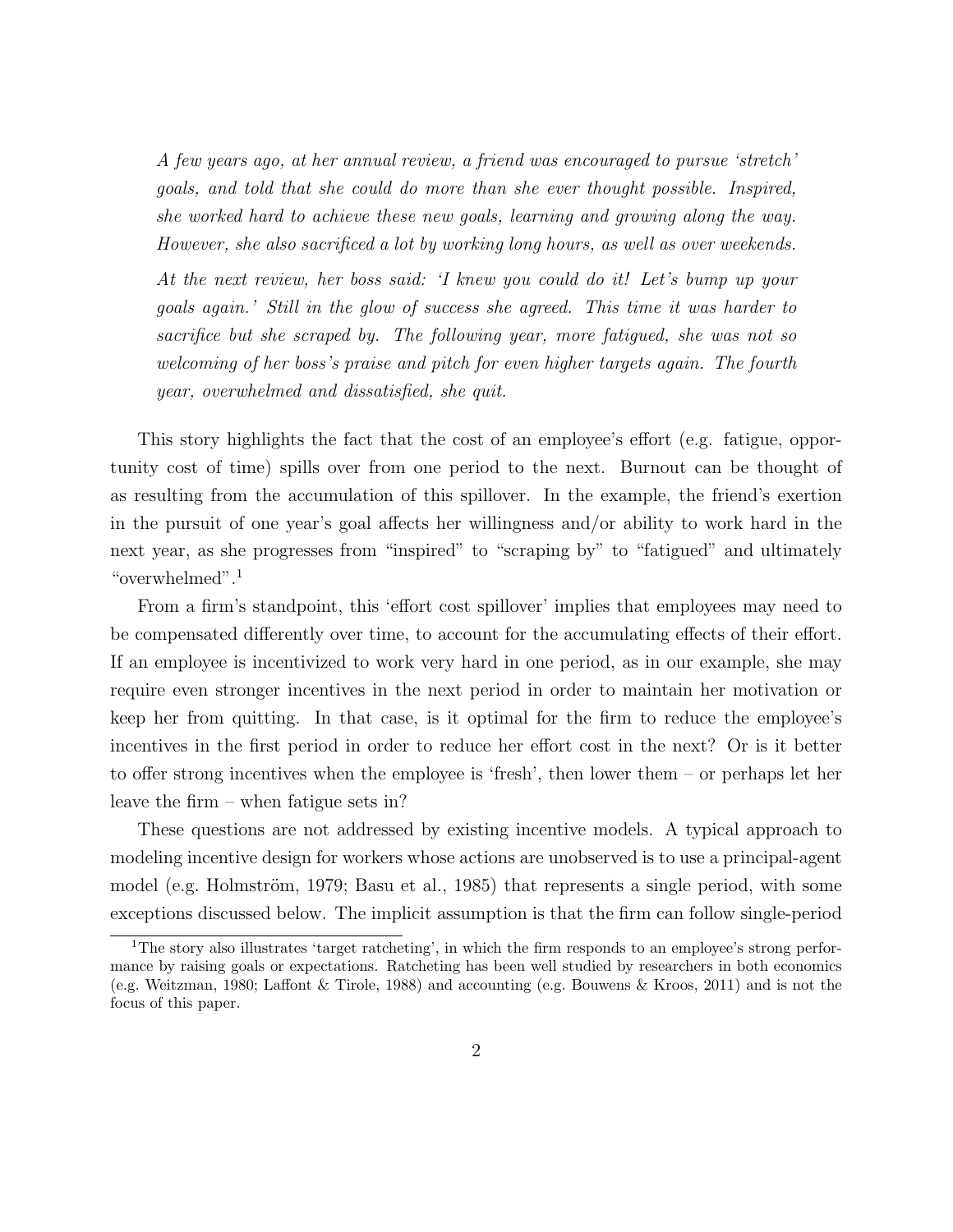> *A few years ago, at her annual review, a friend was encouraged to pursue 'stretch' goals, and told that she could do more than she ever thought possible. Inspired, she worked hard to achieve these new goals, learning and growing along the way. However, she also sacrificed a lot by working long hours, as well as over weekends.*
>
> *At the next review, her boss said: 'I knew you could do it! Let's bump up your goals again.' Still in the glow of success she agreed. This time it was harder to sacrifice but she scraped by. The following year, more fatigued, she was not so welcoming of her boss's praise and pitch for even higher targets again. The fourth year, overwhelmed and dissatisfied, she quit.*

This story highlights the fact that the cost of an employee's effort (e.g. fatigue, opportunity cost of time) spills over from one period to the next. Burnout can be thought of as resulting from the accumulation of this spillover. In the example, the friend's exertion in the pursuit of one year's goal affects her willingness and/or ability to work hard in the next year, as she progresses from "inspired" to "scraping by" to "fatigued" and ultimately "overwhelmed".[1]

From a firm's standpoint, this 'effort cost spillover' implies that employees may need to be compensated differently over time, to account for the accumulating effects of their effort. If an employee is incentivized to work very hard in one period, as in our example, she may require even stronger incentives in the next period in order to maintain her motivation or keep her from quitting. In that case, is it optimal for the firm to reduce the employee's incentives in the first period in order to reduce her effort cost in the next? Or is it better to offer strong incentives when the employee is 'fresh', then lower them – or perhaps let her leave the firm – when fatigue sets in?

These questions are not addressed by existing incentive models. A typical approach to modeling incentive design for workers whose actions are unobserved is to use a principal-agent model (e.g. Holmström, 1979; Basu et al., 1985) that represents a single period, with some exceptions discussed below. The implicit assumption is that the firm can follow single-period

[1] The story also illustrates 'target ratcheting', in which the firm responds to an employee's strong performance by raising goals or expectations. Ratcheting has been well studied by researchers in both economics (e.g. Weitzman, 1980; Laffont & Tirole, 1988) and accounting (e.g. Bouwens & Kroos, 2011) and is not the focus of this paper.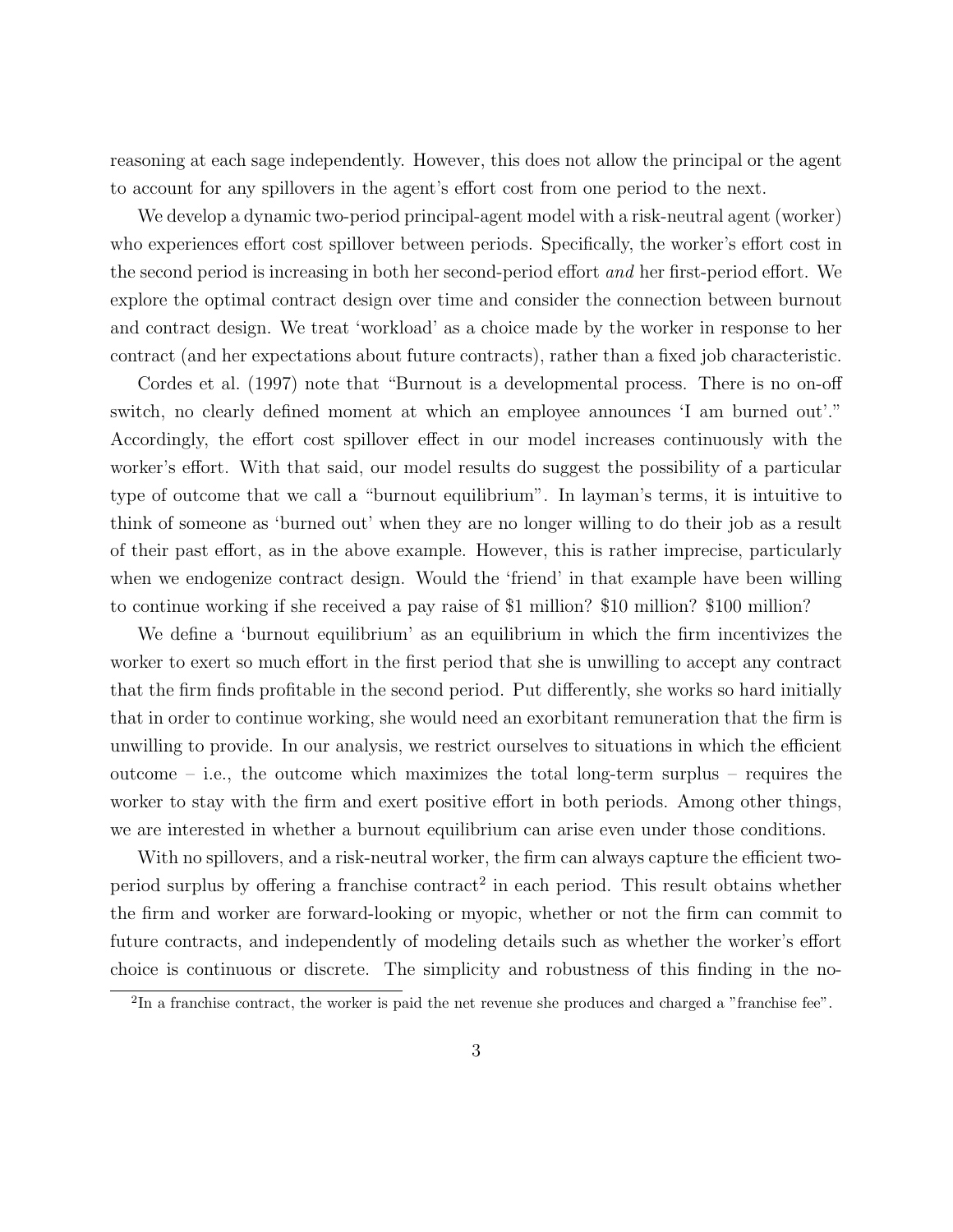reasoning at each sage independently. However, this does not allow the principal or the agent to account for any spillovers in the agent's effort cost from one period to the next.

We develop a dynamic two-period principal-agent model with a risk-neutral agent (worker) who experiences effort cost spillover between periods. Specifically, the worker's effort cost in the second period is increasing in both her second-period effort *and* her first-period effort. We explore the optimal contract design over time and consider the connection between burnout and contract design. We treat 'workload' as a choice made by the worker in response to her contract (and her expectations about future contracts), rather than a fixed job characteristic.

Cordes et al. (1997) note that "Burnout is a developmental process. There is no on-off switch, no clearly defined moment at which an employee announces 'I am burned out'." Accordingly, the effort cost spillover effect in our model increases continuously with the worker's effort. With that said, our model results do suggest the possibility of a particular type of outcome that we call a "burnout equilibrium". In layman's terms, it is intuitive to think of someone as 'burned out' when they are no longer willing to do their job as a result of their past effort, as in the above example. However, this is rather imprecise, particularly when we endogenize contract design. Would the 'friend' in that example have been willing to continue working if she received a pay raise of \$1 million? \$10 million? \$100 million?

We define a 'burnout equilibrium' as an equilibrium in which the firm incentivizes the worker to exert so much effort in the first period that she is unwilling to accept any contract that the firm finds profitable in the second period. Put differently, she works so hard initially that in order to continue working, she would need an exorbitant remuneration that the firm is unwilling to provide. In our analysis, we restrict ourselves to situations in which the efficient outcome – i.e., the outcome which maximizes the total long-term surplus – requires the worker to stay with the firm and exert positive effort in both periods. Among other things, we are interested in whether a burnout equilibrium can arise even under those conditions.

With no spillovers, and a risk-neutral worker, the firm can always capture the efficient two-period surplus by offering a franchise contract[2] in each period. This result obtains whether the firm and worker are forward-looking or myopic, whether or not the firm can commit to future contracts, and independently of modeling details such as whether the worker's effort choice is continuous or discrete. The simplicity and robustness of this finding in the no-

[2]In a franchise contract, the worker is paid the net revenue she produces and charged a "franchise fee".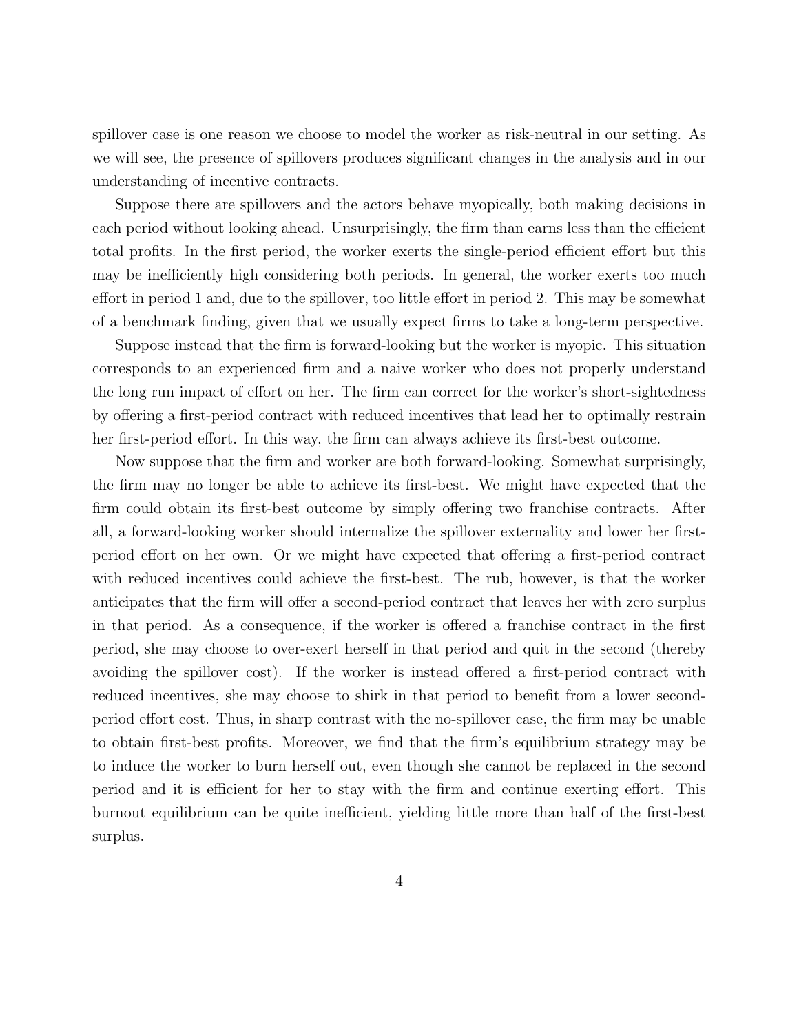spillover case is one reason we choose to model the worker as risk-neutral in our setting. As we will see, the presence of spillovers produces significant changes in the analysis and in our understanding of incentive contracts.

Suppose there are spillovers and the actors behave myopically, both making decisions in each period without looking ahead. Unsurprisingly, the firm than earns less than the efficient total profits. In the first period, the worker exerts the single-period efficient effort but this may be inefficiently high considering both periods. In general, the worker exerts too much effort in period 1 and, due to the spillover, too little effort in period 2. This may be somewhat of a benchmark finding, given that we usually expect firms to take a long-term perspective.

Suppose instead that the firm is forward-looking but the worker is myopic. This situation corresponds to an experienced firm and a naive worker who does not properly understand the long run impact of effort on her. The firm can correct for the worker's short-sightedness by offering a first-period contract with reduced incentives that lead her to optimally restrain her first-period effort. In this way, the firm can always achieve its first-best outcome.

Now suppose that the firm and worker are both forward-looking. Somewhat surprisingly, the firm may no longer be able to achieve its first-best. We might have expected that the firm could obtain its first-best outcome by simply offering two franchise contracts. After all, a forward-looking worker should internalize the spillover externality and lower her first-period effort on her own. Or we might have expected that offering a first-period contract with reduced incentives could achieve the first-best. The rub, however, is that the worker anticipates that the firm will offer a second-period contract that leaves her with zero surplus in that period. As a consequence, if the worker is offered a franchise contract in the first period, she may choose to over-exert herself in that period and quit in the second (thereby avoiding the spillover cost). If the worker is instead offered a first-period contract with reduced incentives, she may choose to shirk in that period to benefit from a lower second-period effort cost. Thus, in sharp contrast with the no-spillover case, the firm may be unable to obtain first-best profits. Moreover, we find that the firm's equilibrium strategy may be to induce the worker to burn herself out, even though she cannot be replaced in the second period and it is efficient for her to stay with the firm and continue exerting effort. This burnout equilibrium can be quite inefficient, yielding little more than half of the first-best surplus.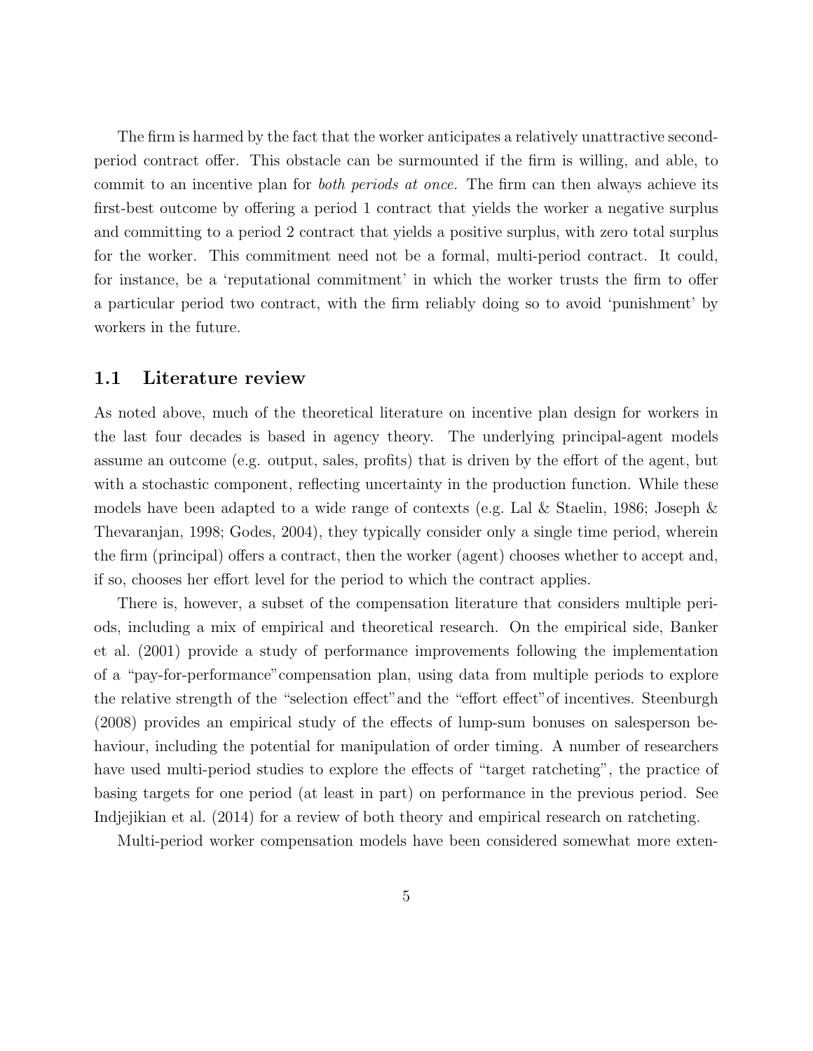The firm is harmed by the fact that the worker anticipates a relatively unattractive second-period contract offer. This obstacle can be surmounted if the firm is willing, and able, to commit to an incentive plan for *both periods at once.* The firm can then always achieve its first-best outcome by offering a period 1 contract that yields the worker a negative surplus and committing to a period 2 contract that yields a positive surplus, with zero total surplus for the worker. This commitment need not be a formal, multi-period contract. It could, for instance, be a 'reputational commitment' in which the worker trusts the firm to offer a particular period two contract, with the firm reliably doing so to avoid 'punishment' by workers in the future.

## 1.1 Literature review

As noted above, much of the theoretical literature on incentive plan design for workers in the last four decades is based in agency theory. The underlying principal-agent models assume an outcome (e.g. output, sales, profits) that is driven by the effort of the agent, but with a stochastic component, reflecting uncertainty in the production function. While these models have been adapted to a wide range of contexts (e.g. Lal & Staelin, 1986; Joseph & Thevaranjan, 1998; Godes, 2004), they typically consider only a single time period, wherein the firm (principal) offers a contract, then the worker (agent) chooses whether to accept and, if so, chooses her effort level for the period to which the contract applies.

There is, however, a subset of the compensation literature that considers multiple periods, including a mix of empirical and theoretical research. On the empirical side, Banker et al. (2001) provide a study of performance improvements following the implementation of a "pay-for-performance" compensation plan, using data from multiple periods to explore the relative strength of the "selection effect" and the "effort effect" of incentives. Steenburgh (2008) provides an empirical study of the effects of lump-sum bonuses on salesperson behaviour, including the potential for manipulation of order timing. A number of researchers have used multi-period studies to explore the effects of "target ratcheting", the practice of basing targets for one period (at least in part) on performance in the previous period. See Indjejikian et al. (2014) for a review of both theory and empirical research on ratcheting.

Multi-period worker compensation models have been considered somewhat more exten-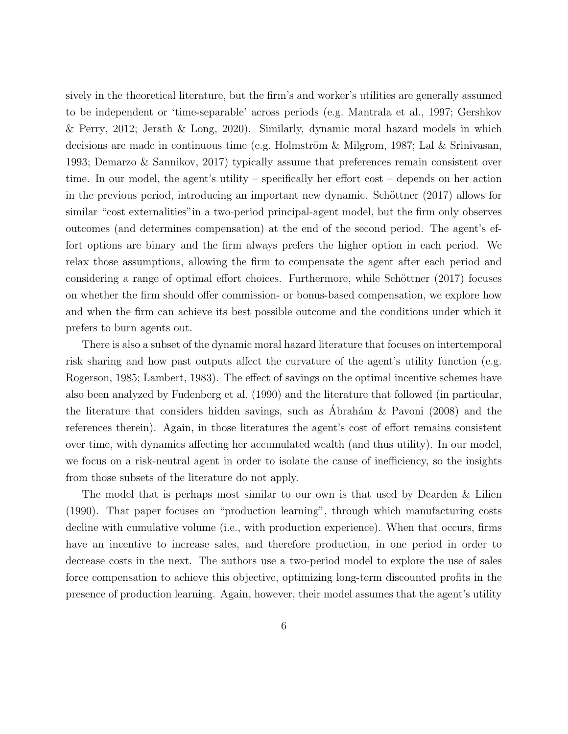sively in the theoretical literature, but the firm's and worker's utilities are generally assumed to be independent or 'time-separable' across periods (e.g. Mantrala et al., 1997; Gershkov & Perry, 2012; Jerath & Long, 2020). Similarly, dynamic moral hazard models in which decisions are made in continuous time (e.g. Holmström & Milgrom, 1987; Lal & Srinivasan, 1993; Demarzo & Sannikov, 2017) typically assume that preferences remain consistent over time. In our model, the agent's utility – specifically her effort cost – depends on her action in the previous period, introducing an important new dynamic. Schöttner (2017) allows for similar "cost externalities" in a two-period principal-agent model, but the firm only observes outcomes (and determines compensation) at the end of the second period. The agent's effort options are binary and the firm always prefers the higher option in each period. We relax those assumptions, allowing the firm to compensate the agent after each period and considering a range of optimal effort choices. Furthermore, while Schöttner (2017) focuses on whether the firm should offer commission- or bonus-based compensation, we explore how and when the firm can achieve its best possible outcome and the conditions under which it prefers to burn agents out.

There is also a subset of the dynamic moral hazard literature that focuses on intertemporal risk sharing and how past outputs affect the curvature of the agent's utility function (e.g. Rogerson, 1985; Lambert, 1983). The effect of savings on the optimal incentive schemes have also been analyzed by Fudenberg et al. (1990) and the literature that followed (in particular, the literature that considers hidden savings, such as Ábrahám & Pavoni (2008) and the references therein). Again, in those literatures the agent's cost of effort remains consistent over time, with dynamics affecting her accumulated wealth (and thus utility). In our model, we focus on a risk-neutral agent in order to isolate the cause of inefficiency, so the insights from those subsets of the literature do not apply.

The model that is perhaps most similar to our own is that used by Dearden & Lilien (1990). That paper focuses on "production learning", through which manufacturing costs decline with cumulative volume (i.e., with production experience). When that occurs, firms have an incentive to increase sales, and therefore production, in one period in order to decrease costs in the next. The authors use a two-period model to explore the use of sales force compensation to achieve this objective, optimizing long-term discounted profits in the presence of production learning. Again, however, their model assumes that the agent's utility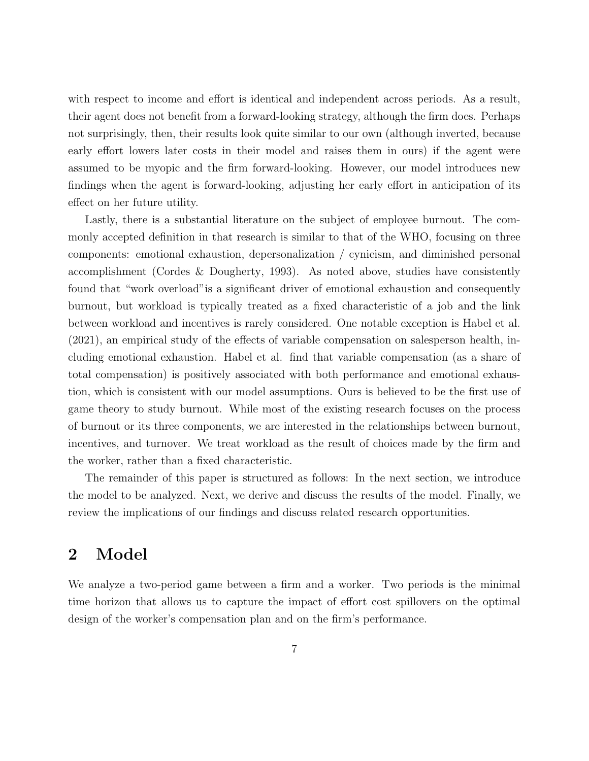with respect to income and effort is identical and independent across periods. As a result, their agent does not benefit from a forward-looking strategy, although the firm does. Perhaps not surprisingly, then, their results look quite similar to our own (although inverted, because early effort lowers later costs in their model and raises them in ours) if the agent were assumed to be myopic and the firm forward-looking. However, our model introduces new findings when the agent is forward-looking, adjusting her early effort in anticipation of its effect on her future utility.

Lastly, there is a substantial literature on the subject of employee burnout. The commonly accepted definition in that research is similar to that of the WHO, focusing on three components: emotional exhaustion, depersonalization / cynicism, and diminished personal accomplishment (Cordes & Dougherty, 1993). As noted above, studies have consistently found that "work overload"is a significant driver of emotional exhaustion and consequently burnout, but workload is typically treated as a fixed characteristic of a job and the link between workload and incentives is rarely considered. One notable exception is Habel et al. (2021), an empirical study of the effects of variable compensation on salesperson health, including emotional exhaustion. Habel et al. find that variable compensation (as a share of total compensation) is positively associated with both performance and emotional exhaustion, which is consistent with our model assumptions. Ours is believed to be the first use of game theory to study burnout. While most of the existing research focuses on the process of burnout or its three components, we are interested in the relationships between burnout, incentives, and turnover. We treat workload as the result of choices made by the firm and the worker, rather than a fixed characteristic.

The remainder of this paper is structured as follows: In the next section, we introduce the model to be analyzed. Next, we derive and discuss the results of the model. Finally, we review the implications of our findings and discuss related research opportunities.

# 2 Model

We analyze a two-period game between a firm and a worker. Two periods is the minimal time horizon that allows us to capture the impact of effort cost spillovers on the optimal design of the worker's compensation plan and on the firm's performance.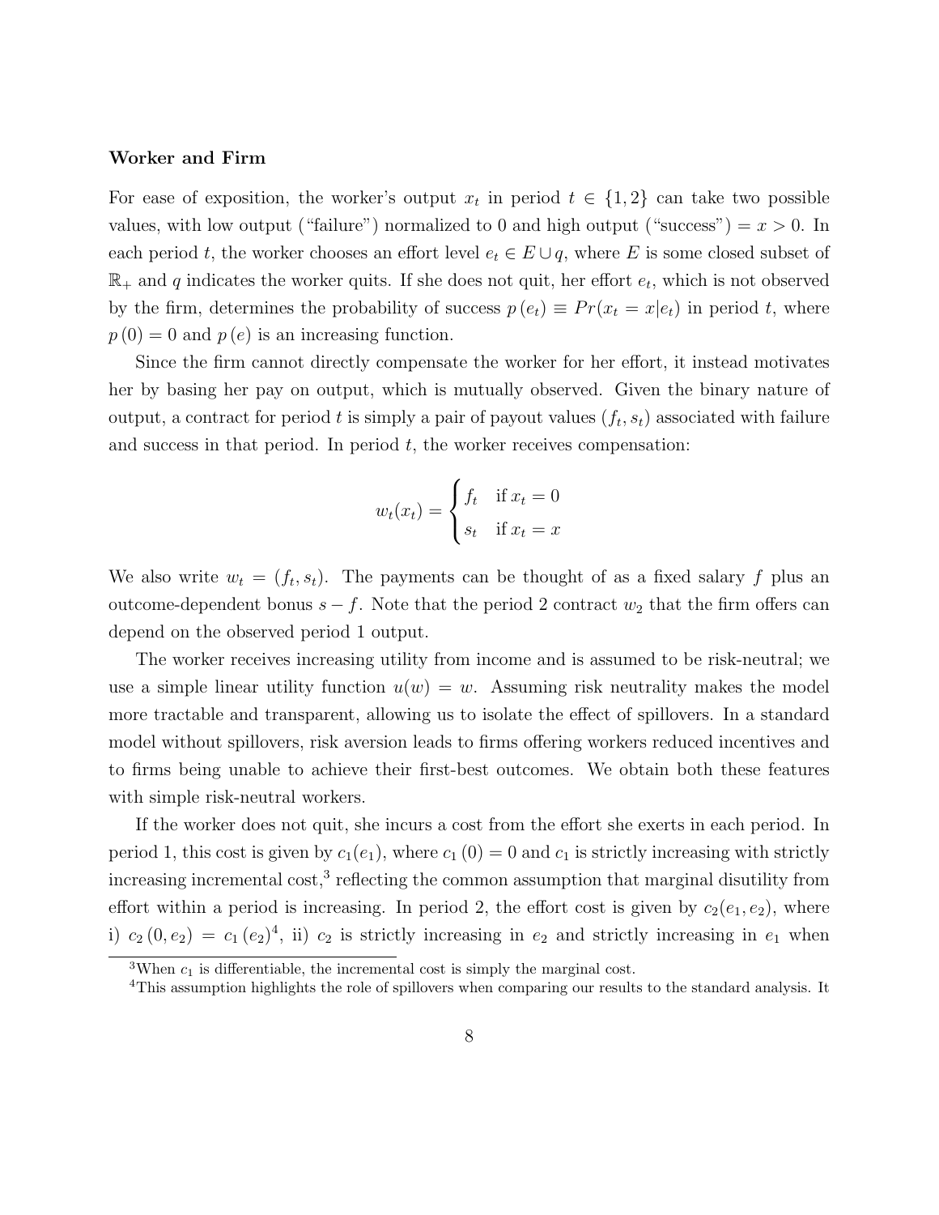### Worker and Firm

For ease of exposition, the worker's output $x_t$ in period $t \in \{1, 2\}$ can take two possible values, with low output ("failure") normalized to 0 and high output ("success") $= x > 0$. In each period $t$, the worker chooses an effort level $e_t \in E \cup q$, where $E$ is some closed subset of $\mathbb{R}_+$ and $q$ indicates the worker quits. If she does not quit, her effort $e_t$, which is not observed by the firm, determines the probability of success $p(e_t) \equiv Pr(x_t = x|e_t)$ in period $t$, where $p(0) = 0$ and $p(e)$ is an increasing function.

Since the firm cannot directly compensate the worker for her effort, it instead motivates her by basing her pay on output, which is mutually observed. Given the binary nature of output, a contract for period $t$ is simply a pair of payout values $(f_t, s_t)$ associated with failure and success in that period. In period $t$, the worker receives compensation:

$$w_t(x_t) = \begin{cases} f_t & \text{if } x_t = 0 \\ s_t & \text{if } x_t = x \end{cases}$$

We also write $w_t = (f_t, s_t)$. The payments can be thought of as a fixed salary $f$ plus an outcome-dependent bonus $s - f$. Note that the period 2 contract $w_2$ that the firm offers can depend on the observed period 1 output.

The worker receives increasing utility from income and is assumed to be risk-neutral; we use a simple linear utility function $u(w) = w$. Assuming risk neutrality makes the model more tractable and transparent, allowing us to isolate the effect of spillovers. In a standard model without spillovers, risk aversion leads to firms offering workers reduced incentives and to firms being unable to achieve their first-best outcomes. We obtain both these features with simple risk-neutral workers.

If the worker does not quit, she incurs a cost from the effort she exerts in each period. In period 1, this cost is given by $c_1(e_1)$, where $c_1(0) = 0$ and $c_1$ is strictly increasing with strictly increasing incremental cost,[3] reflecting the common assumption that marginal disutility from effort within a period is increasing. In period 2, the effort cost is given by $c_2(e_1, e_2)$, where i) $c_2(0, e_2) = c_1(e_2)$[4], ii) $c_2$ is strictly increasing in $e_2$ and strictly increasing in $e_1$ when

[3] When $c_1$ is differentiable, the incremental cost is simply the marginal cost.

[4] This assumption highlights the role of spillovers when comparing our results to the standard analysis. It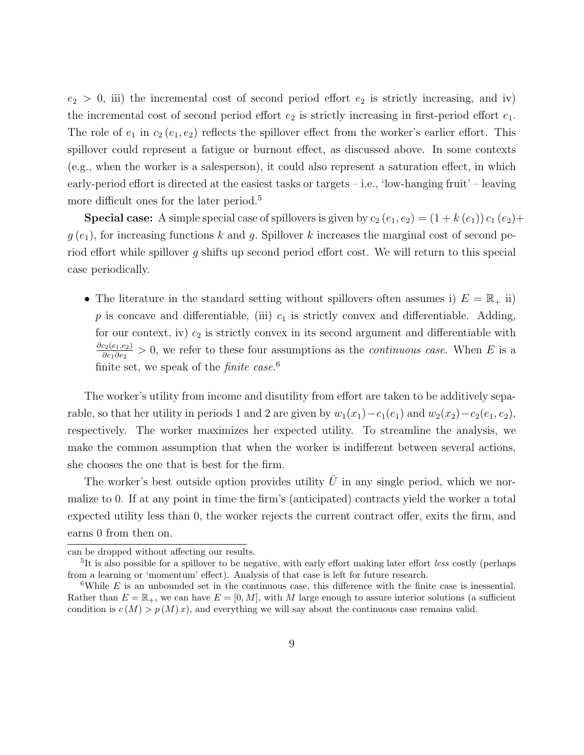$e_2 > 0$, iii) the incremental cost of second period effort $e_2$ is strictly increasing, and iv) the incremental cost of second period effort $e_2$ is strictly increasing in first-period effort $e_1$. The role of $e_1$ in $c_2(e_1, e_2)$ reflects the spillover effect from the worker's earlier effort. This spillover could represent a fatigue or burnout effect, as discussed above. In some contexts (e.g., when the worker is a salesperson), it could also represent a saturation effect, in which early-period effort is directed at the easiest tasks or targets – i.e., 'low-hanging fruit' – leaving more difficult ones for the later period.[5]

**Special case:** A simple special case of spillovers is given by $c_2(e_1, e_2) = (1 + k(e_1))\, c_1(e_2) + g(e_1)$, for increasing functions $k$ and $g$. Spillover $k$ increases the marginal cost of second period effort while spillover $g$ shifts up second period effort cost. We will return to this special case periodically.

- The literature in the standard setting without spillovers often assumes i) $E = \mathbb{R}_+$ ii) $p$ is concave and differentiable, (iii) $c_1$ is strictly convex and differentiable. Adding, for our context, iv) $c_2$ is strictly convex in its second argument and differentiable with $\frac{\partial c_2(e_1,e_2)}{\partial e_1 \partial e_2} > 0$, we refer to these four assumptions as the *continuous case*. When $E$ is a finite set, we speak of the *finite case*.[6]

The worker's utility from income and disutility from effort are taken to be additively separable, so that her utility in periods 1 and 2 are given by $w_1(x_1) - c_1(e_1)$ and $w_2(x_2) - c_2(e_1, e_2)$, respectively. The worker maximizes her expected utility. To streamline the analysis, we make the common assumption that when the worker is indifferent between several actions, she chooses the one that is best for the firm.

The worker's best outside option provides utility $\bar{U}$ in any single period, which we normalize to 0. If at any point in time the firm's (anticipated) contracts yield the worker a total expected utility less than 0, the worker rejects the current contract offer, exits the firm, and earns 0 from then on.

---

can be dropped without affecting our results.

[5] It is also possible for a spillover to be negative, with early effort making later effort *less* costly (perhaps from a learning or 'momentum' effect). Analysis of that case is left for future research.

[6] While $E$ is an unbounded set in the continuous case, this difference with the finite case is inessential. Rather than $E = \mathbb{R}_+$, we can have $E = [0, M]$, with $M$ large enough to assure interior solutions (a sufficient condition is $c(M) > p(M)\, x$), and everything we will say about the continuous case remains valid.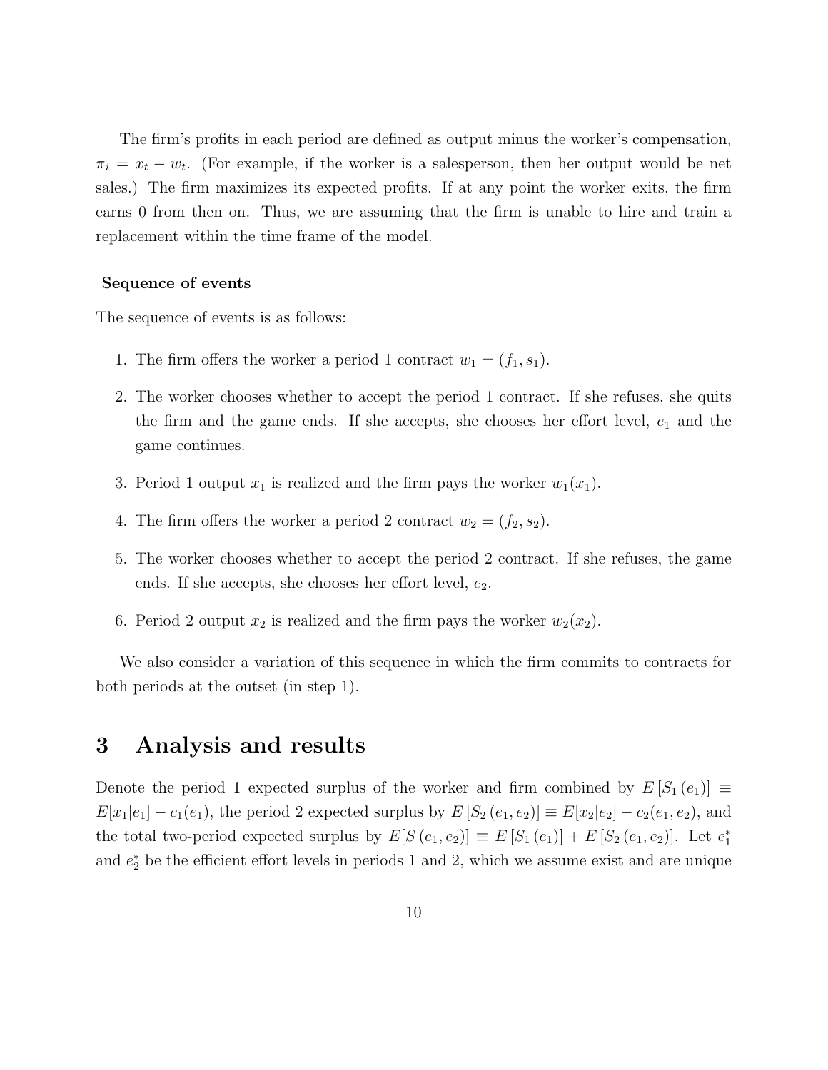The firm's profits in each period are defined as output minus the worker's compensation, $\pi_i = x_t - w_t$. (For example, if the worker is a salesperson, then her output would be net sales.) The firm maximizes its expected profits. If at any point the worker exits, the firm earns 0 from then on. Thus, we are assuming that the firm is unable to hire and train a replacement within the time frame of the model.

**Sequence of events**

The sequence of events is as follows:

1. The firm offers the worker a period 1 contract $w_1 = (f_1, s_1)$.
2. The worker chooses whether to accept the period 1 contract. If she refuses, she quits the firm and the game ends. If she accepts, she chooses her effort level, $e_1$ and the game continues.
3. Period 1 output $x_1$ is realized and the firm pays the worker $w_1(x_1)$.
4. The firm offers the worker a period 2 contract $w_2 = (f_2, s_2)$.
5. The worker chooses whether to accept the period 2 contract. If she refuses, the game ends. If she accepts, she chooses her effort level, $e_2$.
6. Period 2 output $x_2$ is realized and the firm pays the worker $w_2(x_2)$.

We also consider a variation of this sequence in which the firm commits to contracts for both periods at the outset (in step 1).

# 3 Analysis and results

Denote the period 1 expected surplus of the worker and firm combined by $E\left[S_1\left(e_1\right)\right] \equiv E[x_1|e_1] - c_1(e_1)$, the period 2 expected surplus by $E\left[S_2\left(e_1, e_2\right)\right] \equiv E[x_2|e_2] - c_2(e_1, e_2)$, and the total two-period expected surplus by $E[S\left(e_1, e_2\right)] \equiv E\left[S_1\left(e_1\right)\right] + E\left[S_2\left(e_1, e_2\right)\right]$. Let $e_1^*$ and $e_2^*$ be the efficient effort levels in periods 1 and 2, which we assume exist and are unique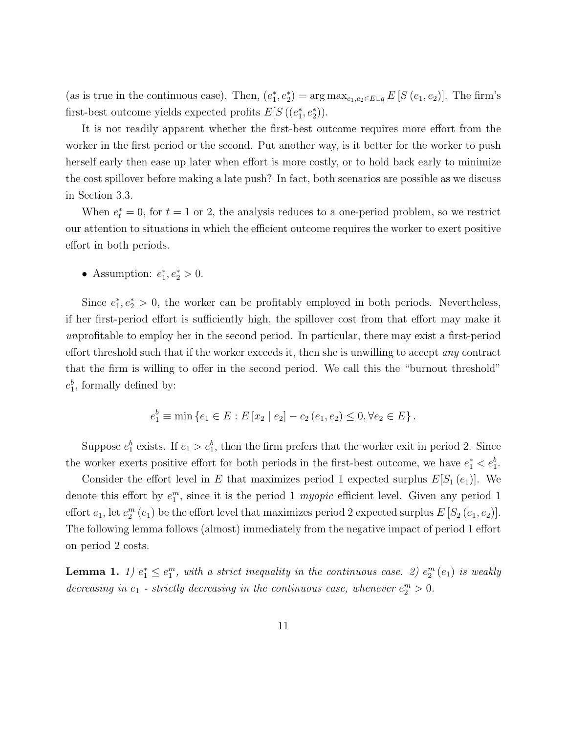(as is true in the continuous case). Then, $(e_1^*, e_2^*) = \arg\max_{e_1, e_2 \in E \cup q} E[S(e_1, e_2)]$. The firm's first-best outcome yields expected profits $E[S((e_1^*, e_2^*))$.

It is not readily apparent whether the first-best outcome requires more effort from the worker in the first period or the second. Put another way, is it better for the worker to push herself early then ease up later when effort is more costly, or to hold back early to minimize the cost spillover before making a late push? In fact, both scenarios are possible as we discuss in Section 3.3.

When $e_t^* = 0$, for $t = 1$ or 2, the analysis reduces to a one-period problem, so we restrict our attention to situations in which the efficient outcome requires the worker to exert positive effort in both periods.

- Assumption: $e_1^*, e_2^* > 0$.

Since $e_1^*, e_2^* > 0$, the worker can be profitably employed in both periods. Nevertheless, if her first-period effort is sufficiently high, the spillover cost from that effort may make it *un*profitable to employ her in the second period. In particular, there may exist a first-period effort threshold such that if the worker exceeds it, then she is unwilling to accept *any* contract that the firm is willing to offer in the second period. We call this the "burnout threshold" $e_1^b$, formally defined by:

$$e_1^b \equiv \min \{e_1 \in E : E[x_2 \mid e_2] - c_2(e_1, e_2) \leq 0, \forall e_2 \in E\}.$$

Suppose $e_1^b$ exists. If $e_1 > e_1^b$, then the firm prefers that the worker exit in period 2. Since the worker exerts positive effort for both periods in the first-best outcome, we have $e_1^* < e_1^b$.

Consider the effort level in $E$ that maximizes period 1 expected surplus $E[S_1(e_1)]$. We denote this effort by $e_1^m$, since it is the period 1 *myopic* efficient level. Given any period 1 effort $e_1$, let $e_2^m(e_1)$ be the effort level that maximizes period 2 expected surplus $E[S_2(e_1, e_2)]$. The following lemma follows (almost) immediately from the negative impact of period 1 effort on period 2 costs.

**Lemma 1.** *1) $e_1^* \leq e_1^m$, with a strict inequality in the continuous case. 2) $e_2^m(e_1)$ is weakly decreasing in $e_1$ - strictly decreasing in the continuous case, whenever $e_2^m > 0$.*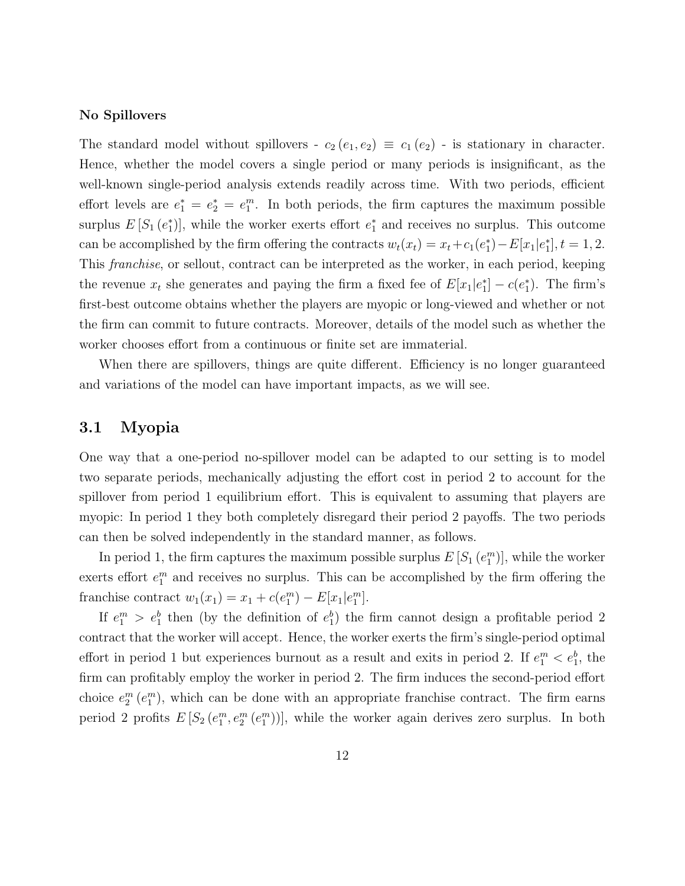**No Spillovers**

The standard model without spillovers - $c_2(e_1, e_2) \equiv c_1(e_2)$ - is stationary in character. Hence, whether the model covers a single period or many periods is insignificant, as the well-known single-period analysis extends readily across time. With two periods, efficient effort levels are $e_1^* = e_2^* = e_1^m$. In both periods, the firm captures the maximum possible surplus $E[S_1(e_1^*)]$, while the worker exerts effort $e_1^*$ and receives no surplus. This outcome can be accomplished by the firm offering the contracts $w_t(x_t) = x_t + c_1(e_1^*) - E[x_1|e_1^*], t = 1, 2$. This *franchise*, or sellout, contract can be interpreted as the worker, in each period, keeping the revenue $x_t$ she generates and paying the firm a fixed fee of $E[x_1|e_1^*] - c(e_1^*)$. The firm's first-best outcome obtains whether the players are myopic or long-viewed and whether or not the firm can commit to future contracts. Moreover, details of the model such as whether the worker chooses effort from a continuous or finite set are immaterial.

When there are spillovers, things are quite different. Efficiency is no longer guaranteed and variations of the model can have important impacts, as we will see.

## 3.1 Myopia

One way that a one-period no-spillover model can be adapted to our setting is to model two separate periods, mechanically adjusting the effort cost in period 2 to account for the spillover from period 1 equilibrium effort. This is equivalent to assuming that players are myopic: In period 1 they both completely disregard their period 2 payoffs. The two periods can then be solved independently in the standard manner, as follows.

In period 1, the firm captures the maximum possible surplus $E[S_1(e_1^m)]$, while the worker exerts effort $e_1^m$ and receives no surplus. This can be accomplished by the firm offering the franchise contract $w_1(x_1) = x_1 + c(e_1^m) - E[x_1|e_1^m]$.

If $e_1^m > e_1^b$ then (by the definition of $e_1^b$) the firm cannot design a profitable period 2 contract that the worker will accept. Hence, the worker exerts the firm's single-period optimal effort in period 1 but experiences burnout as a result and exits in period 2. If $e_1^m < e_1^b$, the firm can profitably employ the worker in period 2. The firm induces the second-period effort choice $e_2^m(e_1^m)$, which can be done with an appropriate franchise contract. The firm earns period 2 profits $E[S_2(e_1^m, e_2^m(e_1^m))]$, while the worker again derives zero surplus. In both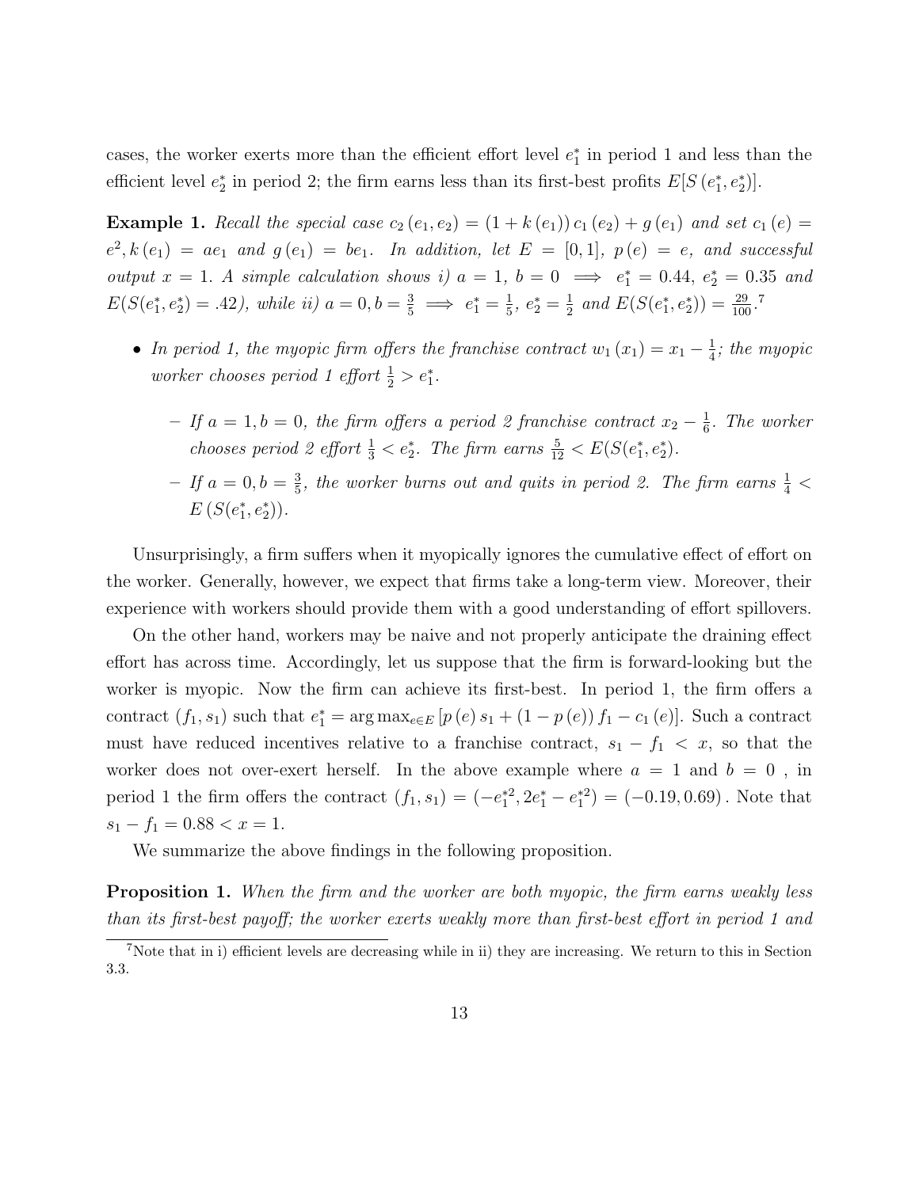cases, the worker exerts more than the efficient effort level $e_1^*$ in period 1 and less than the efficient level $e_2^*$ in period 2; the firm earns less than its first-best profits $E[S(e_1^*, e_2^*)]$.

**Example 1.** *Recall the special case* $c_2(e_1, e_2) = (1 + k(e_1)) c_1(e_2) + g(e_1)$ *and set* $c_1(e) = e^2, k(e_1) = ae_1$ *and* $g(e_1) = be_1$. *In addition, let* $E = [0, 1]$, $p(e) = e$, *and successful output* $x = 1$. *A simple calculation shows i)* $a = 1$, $b = 0 \implies e_1^* = 0.44$, $e_2^* = 0.35$ *and* $E(S(e_1^*, e_2^*) = .42)$, *while ii)* $a = 0, b = \frac{3}{5} \implies e_1^* = \frac{1}{5}$, $e_2^* = \frac{1}{2}$ *and* $E(S(e_1^*, e_2^*)) = \frac{29}{100}$.[7]

- *In period 1, the myopic firm offers the franchise contract* $w_1(x_1) = x_1 - \frac{1}{4}$; *the myopic worker chooses period 1 effort* $\frac{1}{2} > e_1^*$.
  - *If* $a = 1, b = 0$, *the firm offers a period 2 franchise contract* $x_2 - \frac{1}{6}$. *The worker chooses period 2 effort* $\frac{1}{3} < e_2^*$. *The firm earns* $\frac{5}{12} < E(S(e_1^*, e_2^*))$.
  - *If* $a = 0, b = \frac{3}{5}$, *the worker burns out and quits in period 2. The firm earns* $\frac{1}{4} < E(S(e_1^*, e_2^*))$.

Unsurprisingly, a firm suffers when it myopically ignores the cumulative effect of effort on the worker. Generally, however, we expect that firms take a long-term view. Moreover, their experience with workers should provide them with a good understanding of effort spillovers.

On the other hand, workers may be naive and not properly anticipate the draining effect effort has across time. Accordingly, let us suppose that the firm is forward-looking but the worker is myopic. Now the firm can achieve its first-best. In period 1, the firm offers a contract $(f_1, s_1)$ such that $e_1^* = \arg\max_{e \in E} [p(e) s_1 + (1 - p(e)) f_1 - c_1(e)]$. Such a contract must have reduced incentives relative to a franchise contract, $s_1 - f_1 < x$, so that the worker does not over-exert herself. In the above example where $a = 1$ and $b = 0$ , in period 1 the firm offers the contract $(f_1, s_1) = (-e_1^{*2}, 2e_1^* - e_1^{*2}) = (-0.19, 0.69)$. Note that $s_1 - f_1 = 0.88 < x = 1$.

We summarize the above findings in the following proposition.

**Proposition 1.** *When the firm and the worker are both myopic, the firm earns weakly less than its first-best payoff; the worker exerts weakly more than first-best effort in period 1 and*

[7] Note that in i) efficient levels are decreasing while in ii) they are increasing. We return to this in Section 3.3.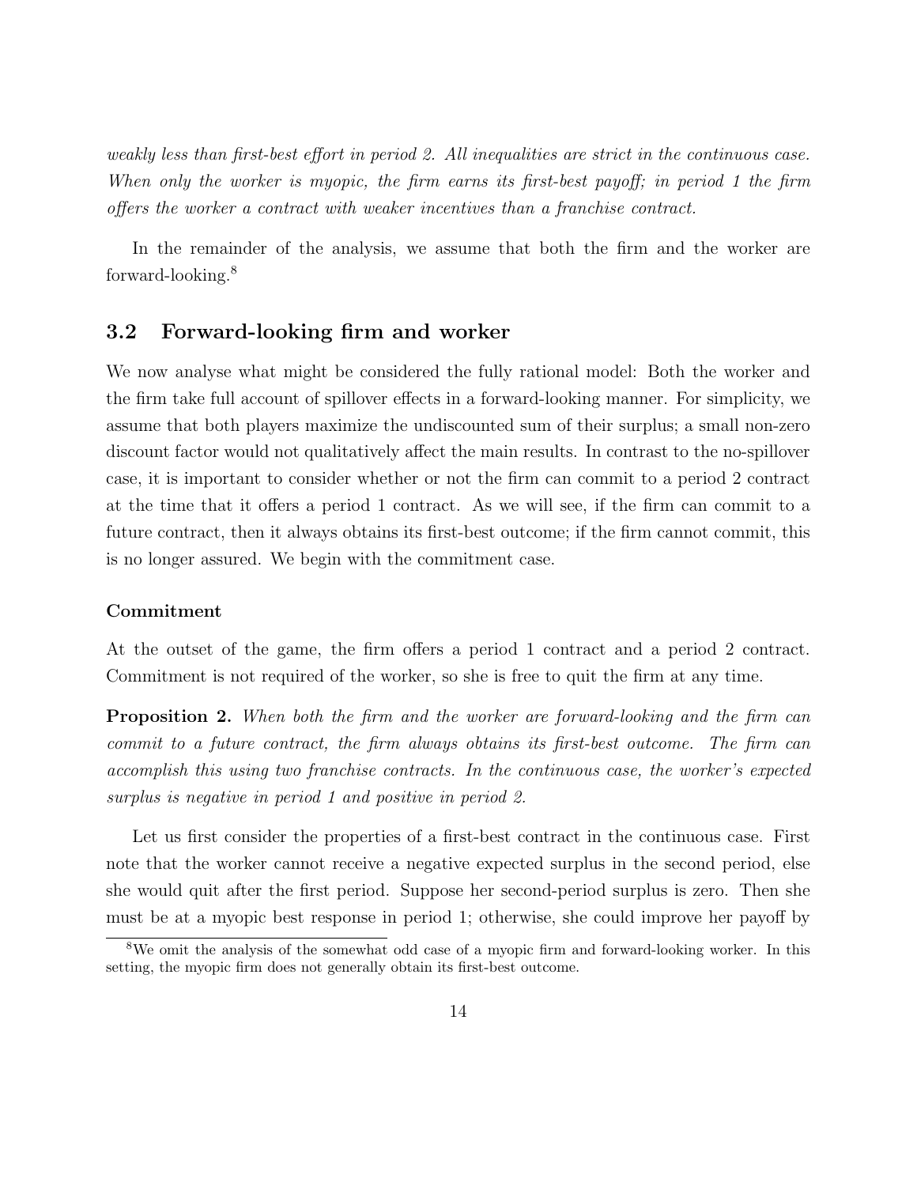*weakly less than first-best effort in period 2. All inequalities are strict in the continuous case. When only the worker is myopic, the firm earns its first-best payoff; in period 1 the firm offers the worker a contract with weaker incentives than a franchise contract.*

In the remainder of the analysis, we assume that both the firm and the worker are forward-looking.[8]

## 3.2 Forward-looking firm and worker

We now analyse what might be considered the fully rational model: Both the worker and the firm take full account of spillover effects in a forward-looking manner. For simplicity, we assume that both players maximize the undiscounted sum of their surplus; a small non-zero discount factor would not qualitatively affect the main results. In contrast to the no-spillover case, it is important to consider whether or not the firm can commit to a period 2 contract at the time that it offers a period 1 contract. As we will see, if the firm can commit to a future contract, then it always obtains its first-best outcome; if the firm cannot commit, this is no longer assured. We begin with the commitment case.

#### Commitment

At the outset of the game, the firm offers a period 1 contract and a period 2 contract. Commitment is not required of the worker, so she is free to quit the firm at any time.

**Proposition 2.** *When both the firm and the worker are forward-looking and the firm can commit to a future contract, the firm always obtains its first-best outcome. The firm can accomplish this using two franchise contracts. In the continuous case, the worker's expected surplus is negative in period 1 and positive in period 2.*

Let us first consider the properties of a first-best contract in the continuous case. First note that the worker cannot receive a negative expected surplus in the second period, else she would quit after the first period. Suppose her second-period surplus is zero. Then she must be at a myopic best response in period 1; otherwise, she could improve her payoff by

[8] We omit the analysis of the somewhat odd case of a myopic firm and forward-looking worker. In this setting, the myopic firm does not generally obtain its first-best outcome.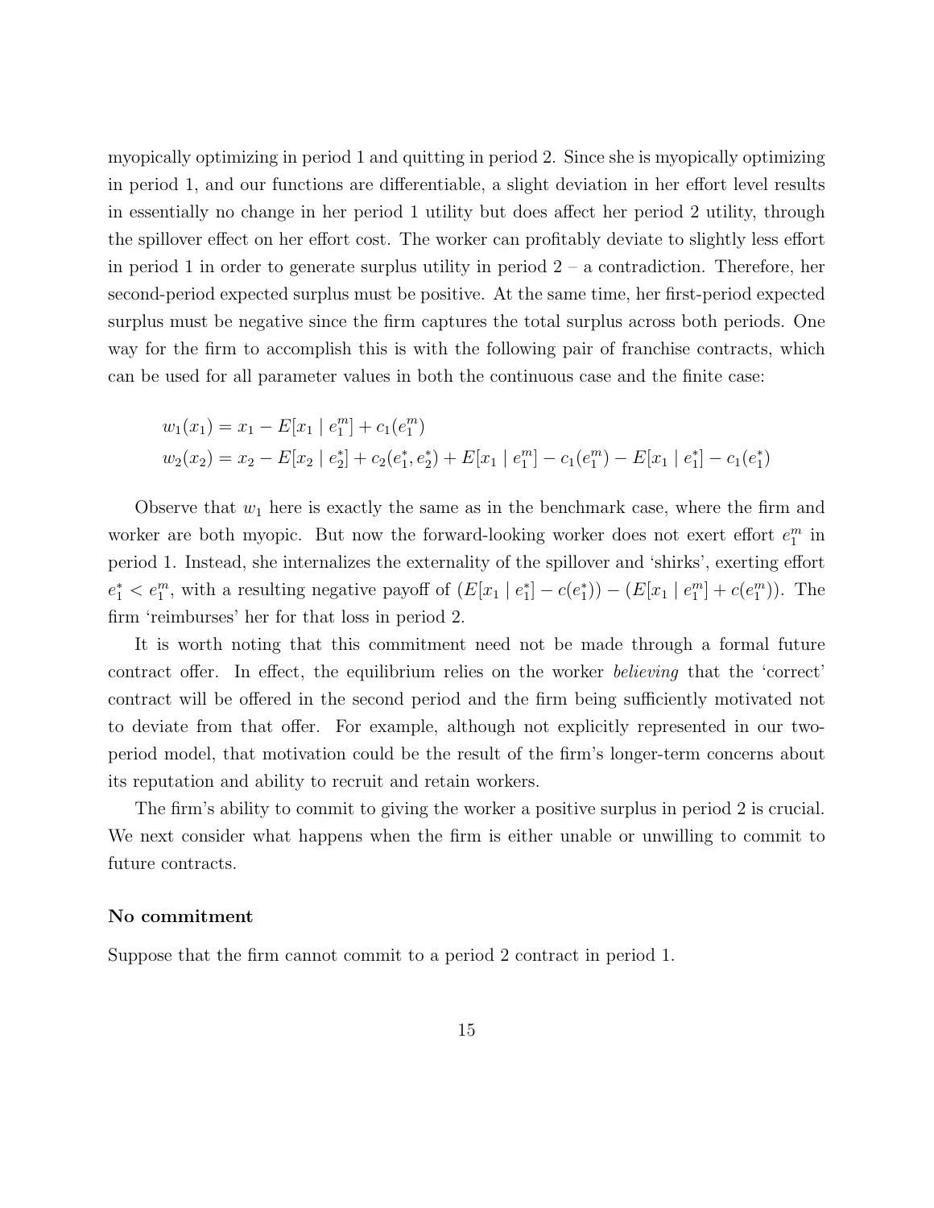myopically optimizing in period 1 and quitting in period 2. Since she is myopically optimizing in period 1, and our functions are differentiable, a slight deviation in her effort level results in essentially no change in her period 1 utility but does affect her period 2 utility, through the spillover effect on her effort cost. The worker can profitably deviate to slightly less effort in period 1 in order to generate surplus utility in period 2 – a contradiction. Therefore, her second-period expected surplus must be positive. At the same time, her first-period expected surplus must be negative since the firm captures the total surplus across both periods. One way for the firm to accomplish this is with the following pair of franchise contracts, which can be used for all parameter values in both the continuous case and the finite case:

$$w_1(x_1) = x_1 - E[x_1 \mid e_1^m] + c_1(e_1^m)$$
$$w_2(x_2) = x_2 - E[x_2 \mid e_2^*] + c_2(e_1^*, e_2^*) + E[x_1 \mid e_1^m] - c_1(e_1^m) - E[x_1 \mid e_1^*] - c_1(e_1^*)$$

Observe that $w_1$ here is exactly the same as in the benchmark case, where the firm and worker are both myopic. But now the forward-looking worker does not exert effort $e_1^m$ in period 1. Instead, she internalizes the externality of the spillover and 'shirks', exerting effort $e_1^* < e_1^m$, with a resulting negative payoff of $(E[x_1 \mid e_1^*] - c(e_1^*)) - (E[x_1 \mid e_1^m] + c(e_1^m))$. The firm 'reimburses' her for that loss in period 2.

It is worth noting that this commitment need not be made through a formal future contract offer. In effect, the equilibrium relies on the worker *believing* that the 'correct' contract will be offered in the second period and the firm being sufficiently motivated not to deviate from that offer. For example, although not explicitly represented in our two-period model, that motivation could be the result of the firm's longer-term concerns about its reputation and ability to recruit and retain workers.

The firm's ability to commit to giving the worker a positive surplus in period 2 is crucial. We next consider what happens when the firm is either unable or unwilling to commit to future contracts.

**No commitment**

Suppose that the firm cannot commit to a period 2 contract in period 1.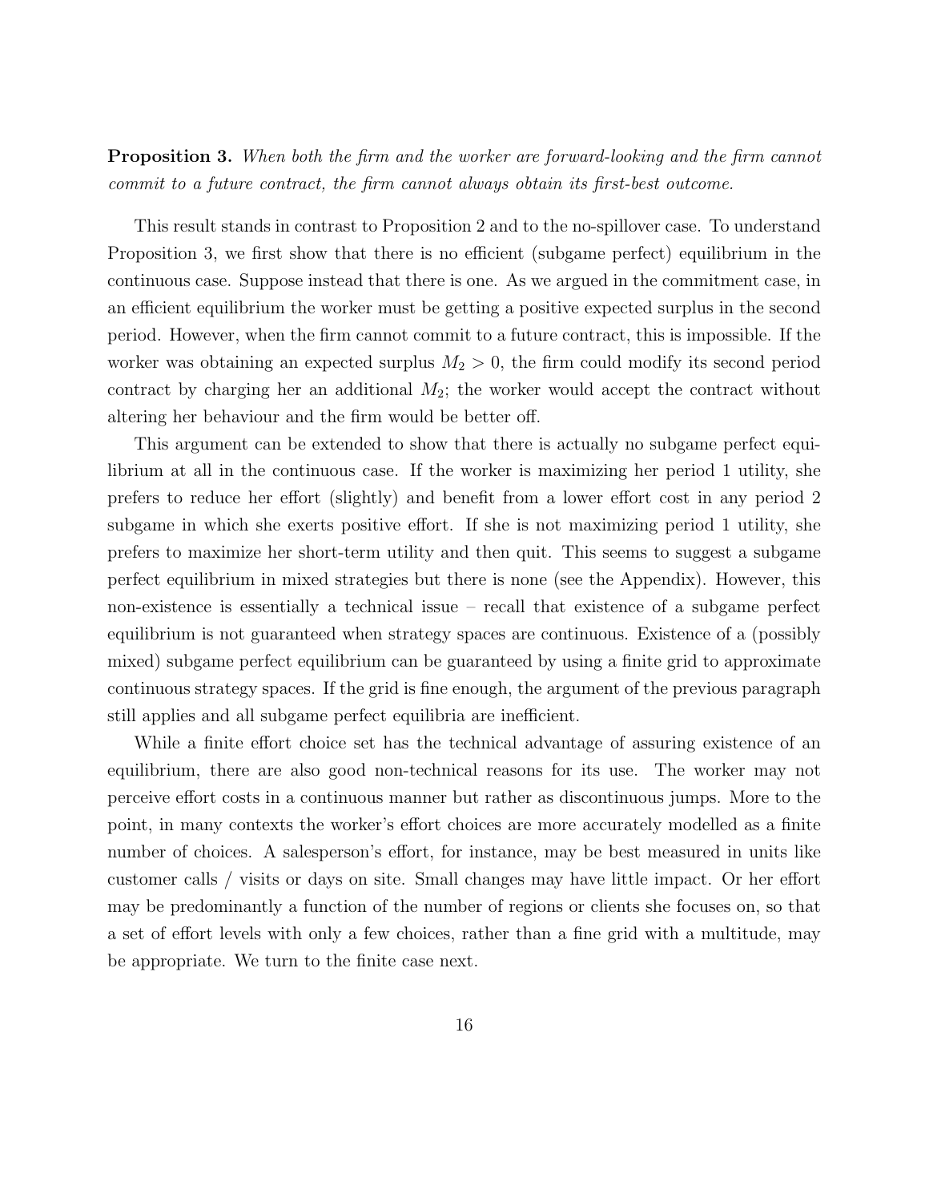**Proposition 3.** *When both the firm and the worker are forward-looking and the firm cannot commit to a future contract, the firm cannot always obtain its first-best outcome.*

This result stands in contrast to Proposition 2 and to the no-spillover case. To understand Proposition 3, we first show that there is no efficient (subgame perfect) equilibrium in the continuous case. Suppose instead that there is one. As we argued in the commitment case, in an efficient equilibrium the worker must be getting a positive expected surplus in the second period. However, when the firm cannot commit to a future contract, this is impossible. If the worker was obtaining an expected surplus $M_2 > 0$, the firm could modify its second period contract by charging her an additional $M_2$; the worker would accept the contract without altering her behaviour and the firm would be better off.

This argument can be extended to show that there is actually no subgame perfect equilibrium at all in the continuous case. If the worker is maximizing her period 1 utility, she prefers to reduce her effort (slightly) and benefit from a lower effort cost in any period 2 subgame in which she exerts positive effort. If she is not maximizing period 1 utility, she prefers to maximize her short-term utility and then quit. This seems to suggest a subgame perfect equilibrium in mixed strategies but there is none (see the Appendix). However, this non-existence is essentially a technical issue – recall that existence of a subgame perfect equilibrium is not guaranteed when strategy spaces are continuous. Existence of a (possibly mixed) subgame perfect equilibrium can be guaranteed by using a finite grid to approximate continuous strategy spaces. If the grid is fine enough, the argument of the previous paragraph still applies and all subgame perfect equilibria are inefficient.

While a finite effort choice set has the technical advantage of assuring existence of an equilibrium, there are also good non-technical reasons for its use. The worker may not perceive effort costs in a continuous manner but rather as discontinuous jumps. More to the point, in many contexts the worker's effort choices are more accurately modelled as a finite number of choices. A salesperson's effort, for instance, may be best measured in units like customer calls / visits or days on site. Small changes may have little impact. Or her effort may be predominantly a function of the number of regions or clients she focuses on, so that a set of effort levels with only a few choices, rather than a fine grid with a multitude, may be appropriate. We turn to the finite case next.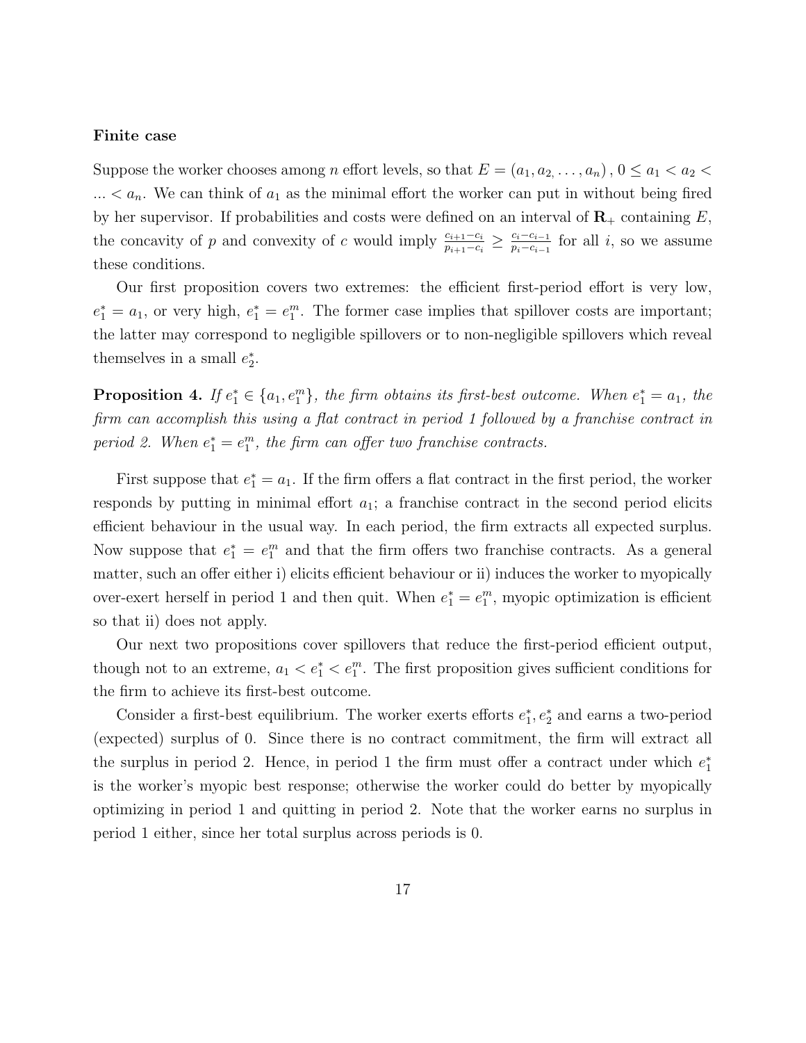**Finite case**

Suppose the worker chooses among $n$ effort levels, so that $E = (a_1, a_2, \ldots, a_n)$, $0 \le a_1 < a_2 < \ldots < a_n$. We can think of $a_1$ as the minimal effort the worker can put in without being fired by her supervisor. If probabilities and costs were defined on an interval of $\mathbf{R}_+$ containing $E$, the concavity of $p$ and convexity of $c$ would imply $\frac{c_{i+1} - c_i}{p_{i+1} - c_i} \ge \frac{c_i - c_{i-1}}{p_i - c_{i-1}}$ for all $i$, so we assume these conditions.

Our first proposition covers two extremes: the efficient first-period effort is very low, $e_1^* = a_1$, or very high, $e_1^* = e_1^m$. The former case implies that spillover costs are important; the latter may correspond to negligible spillovers or to non-negligible spillovers which reveal themselves in a small $e_2^*$.

**Proposition 4.** *If $e_1^* \in \{a_1, e_1^m\}$, the firm obtains its first-best outcome. When $e_1^* = a_1$, the firm can accomplish this using a flat contract in period 1 followed by a franchise contract in period 2. When $e_1^* = e_1^m$, the firm can offer two franchise contracts.*

First suppose that $e_1^* = a_1$. If the firm offers a flat contract in the first period, the worker responds by putting in minimal effort $a_1$; a franchise contract in the second period elicits efficient behaviour in the usual way. In each period, the firm extracts all expected surplus. Now suppose that $e_1^* = e_1^m$ and that the firm offers two franchise contracts. As a general matter, such an offer either i) elicits efficient behaviour or ii) induces the worker to myopically over-exert herself in period 1 and then quit. When $e_1^* = e_1^m$, myopic optimization is efficient so that ii) does not apply.

Our next two propositions cover spillovers that reduce the first-period efficient output, though not to an extreme, $a_1 < e_1^* < e_1^m$. The first proposition gives sufficient conditions for the firm to achieve its first-best outcome.

Consider a first-best equilibrium. The worker exerts efforts $e_1^*, e_2^*$ and earns a two-period (expected) surplus of 0. Since there is no contract commitment, the firm will extract all the surplus in period 2. Hence, in period 1 the firm must offer a contract under which $e_1^*$ is the worker's myopic best response; otherwise the worker could do better by myopically optimizing in period 1 and quitting in period 2. Note that the worker earns no surplus in period 1 either, since her total surplus across periods is 0.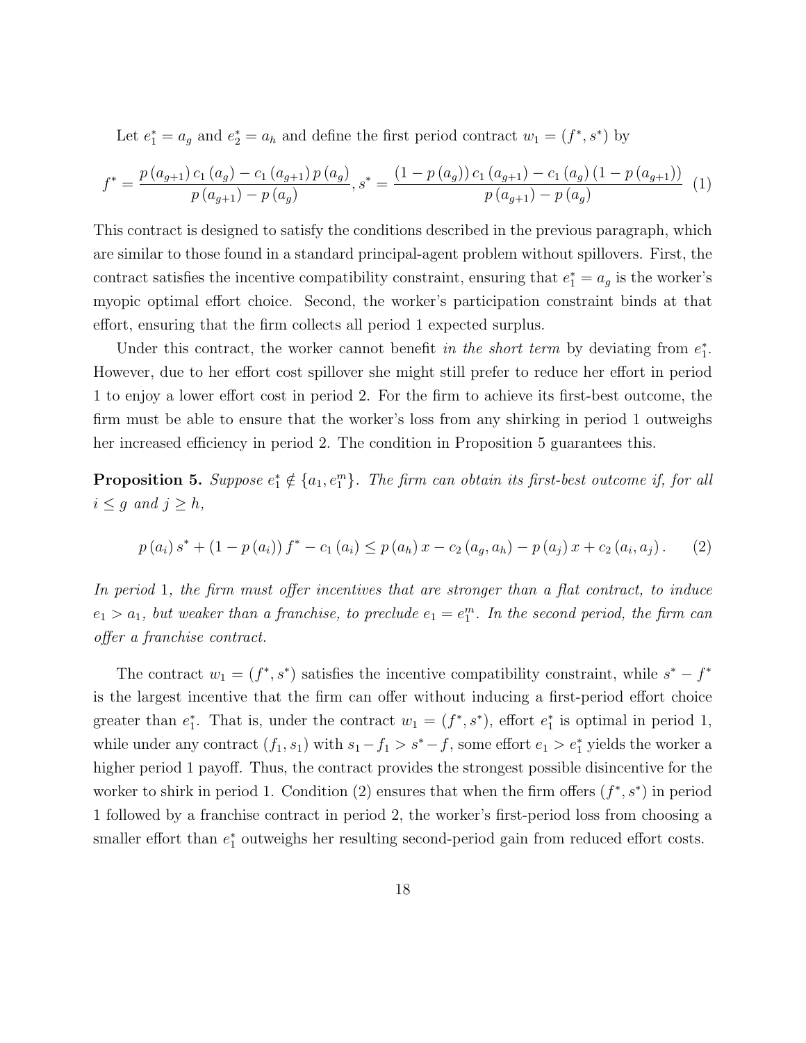Let $e_1^* = a_g$ and $e_2^* = a_h$ and define the first period contract $w_1 = (f^*, s^*)$ by

$$f^* = \frac{p(a_{g+1})\, c_1(a_g) - c_1(a_{g+1})\, p(a_g)}{p(a_{g+1}) - p(a_g)}, s^* = \frac{(1 - p(a_g))\, c_1(a_{g+1}) - c_1(a_g)\,(1 - p(a_{g+1}))}{p(a_{g+1}) - p(a_g)} \quad (1)$$

This contract is designed to satisfy the conditions described in the previous paragraph, which are similar to those found in a standard principal-agent problem without spillovers. First, the contract satisfies the incentive compatibility constraint, ensuring that $e_1^* = a_g$ is the worker's myopic optimal effort choice. Second, the worker's participation constraint binds at that effort, ensuring that the firm collects all period 1 expected surplus.

Under this contract, the worker cannot benefit *in the short term* by deviating from $e_1^*$. However, due to her effort cost spillover she might still prefer to reduce her effort in period 1 to enjoy a lower effort cost in period 2. For the firm to achieve its first-best outcome, the firm must be able to ensure that the worker's loss from any shirking in period 1 outweighs her increased efficiency in period 2. The condition in Proposition 5 guarantees this.

**Proposition 5.** *Suppose $e_1^* \notin \{a_1, e_1^m\}$. The firm can obtain its first-best outcome if, for all $i \leq g$ and $j \geq h$,*

$$p(a_i)\, s^* + (1 - p(a_i))\, f^* - c_1(a_i) \leq p(a_h)\, x - c_2(a_g, a_h) - p(a_j)\, x + c_2(a_i, a_j). \quad (2)$$

*In period 1, the firm must offer incentives that are stronger than a flat contract, to induce $e_1 > a_1$, but weaker than a franchise, to preclude $e_1 = e_1^m$. In the second period, the firm can offer a franchise contract.*

The contract $w_1 = (f^*, s^*)$ satisfies the incentive compatibility constraint, while $s^* - f^*$ is the largest incentive that the firm can offer without inducing a first-period effort choice greater than $e_1^*$. That is, under the contract $w_1 = (f^*, s^*)$, effort $e_1^*$ is optimal in period 1, while under any contract $(f_1, s_1)$ with $s_1 - f_1 > s^* - f$, some effort $e_1 > e_1^*$ yields the worker a higher period 1 payoff. Thus, the contract provides the strongest possible disincentive for the worker to shirk in period 1. Condition (2) ensures that when the firm offers $(f^*, s^*)$ in period 1 followed by a franchise contract in period 2, the worker's first-period loss from choosing a smaller effort than $e_1^*$ outweighs her resulting second-period gain from reduced effort costs.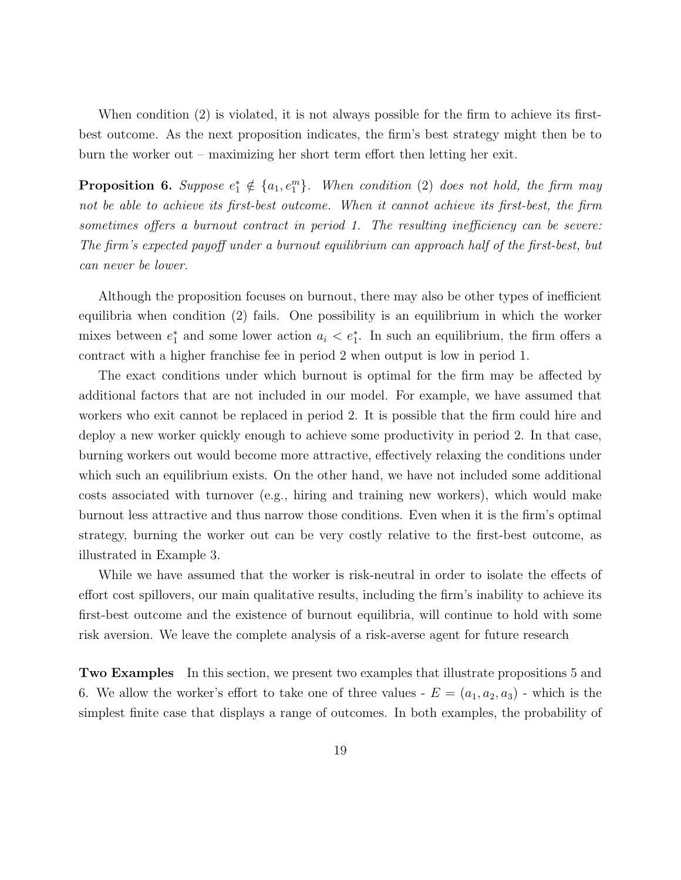When condition (2) is violated, it is not always possible for the firm to achieve its first-best outcome. As the next proposition indicates, the firm's best strategy might then be to burn the worker out – maximizing her short term effort then letting her exit.

**Proposition 6.** *Suppose $e_1^* \notin \{a_1, e_1^m\}$. When condition (2) does not hold, the firm may not be able to achieve its first-best outcome. When it cannot achieve its first-best, the firm sometimes offers a burnout contract in period 1. The resulting inefficiency can be severe: The firm's expected payoff under a burnout equilibrium can approach half of the first-best, but can never be lower.*

Although the proposition focuses on burnout, there may also be other types of inefficient equilibria when condition (2) fails. One possibility is an equilibrium in which the worker mixes between $e_1^*$ and some lower action $a_i < e_1^*$. In such an equilibrium, the firm offers a contract with a higher franchise fee in period 2 when output is low in period 1.

The exact conditions under which burnout is optimal for the firm may be affected by additional factors that are not included in our model. For example, we have assumed that workers who exit cannot be replaced in period 2. It is possible that the firm could hire and deploy a new worker quickly enough to achieve some productivity in period 2. In that case, burning workers out would become more attractive, effectively relaxing the conditions under which such an equilibrium exists. On the other hand, we have not included some additional costs associated with turnover (e.g., hiring and training new workers), which would make burnout less attractive and thus narrow those conditions. Even when it is the firm's optimal strategy, burning the worker out can be very costly relative to the first-best outcome, as illustrated in Example 3.

While we have assumed that the worker is risk-neutral in order to isolate the effects of effort cost spillovers, our main qualitative results, including the firm's inability to achieve its first-best outcome and the existence of burnout equilibria, will continue to hold with some risk aversion. We leave the complete analysis of a risk-averse agent for future research

**Two Examples** In this section, we present two examples that illustrate propositions 5 and 6. We allow the worker's effort to take one of three values - $E = (a_1, a_2, a_3)$ - which is the simplest finite case that displays a range of outcomes. In both examples, the probability of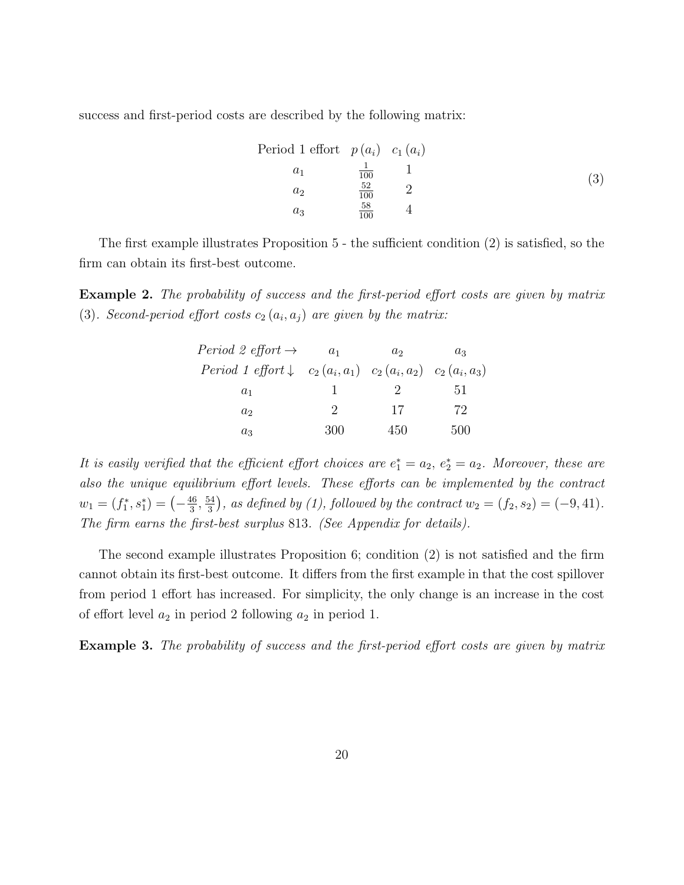success and first-period costs are described by the following matrix:

$$
\begin{array}{ccc}
\text{Period 1 effort} & p(a_i) & c_1(a_i) \\
a_1 & \frac{1}{100} & 1 \\
a_2 & \frac{52}{100} & 2 \\
a_3 & \frac{58}{100} & 4
\end{array}
\tag{3}
$$

The first example illustrates Proposition 5 - the sufficient condition (2) is satisfied, so the firm can obtain its first-best outcome.

**Example 2.** *The probability of success and the first-period effort costs are given by matrix (3). Second-period effort costs $c_2(a_i, a_j)$ are given by the matrix:*

| *Period 2 effort* → | $a_1$ | $a_2$ | $a_3$ |
|---|---|---|---|
| *Period 1 effort* ↓ | $c_2(a_i, a_1)$ | $c_2(a_i, a_2)$ | $c_2(a_i, a_3)$ |
| $a_1$ | 1 | 2 | 51 |
| $a_2$ | 2 | 17 | 72 |
| $a_3$ | 300 | 450 | 500 |

*It is easily verified that the efficient effort choices are $e_1^* = a_2$, $e_2^* = a_2$. Moreover, these are also the unique equilibrium effort levels. These efforts can be implemented by the contract $w_1 = (f_1^*, s_1^*) = \left(-\frac{46}{3}, \frac{54}{3}\right)$, as defined by (1), followed by the contract $w_2 = (f_2, s_2) = (-9, 41)$. The firm earns the first-best surplus 813. (See Appendix for details).*

The second example illustrates Proposition 6; condition (2) is not satisfied and the firm cannot obtain its first-best outcome. It differs from the first example in that the cost spillover from period 1 effort has increased. For simplicity, the only change is an increase in the cost of effort level $a_2$ in period 2 following $a_2$ in period 1.

**Example 3.** *The probability of success and the first-period effort costs are given by matrix*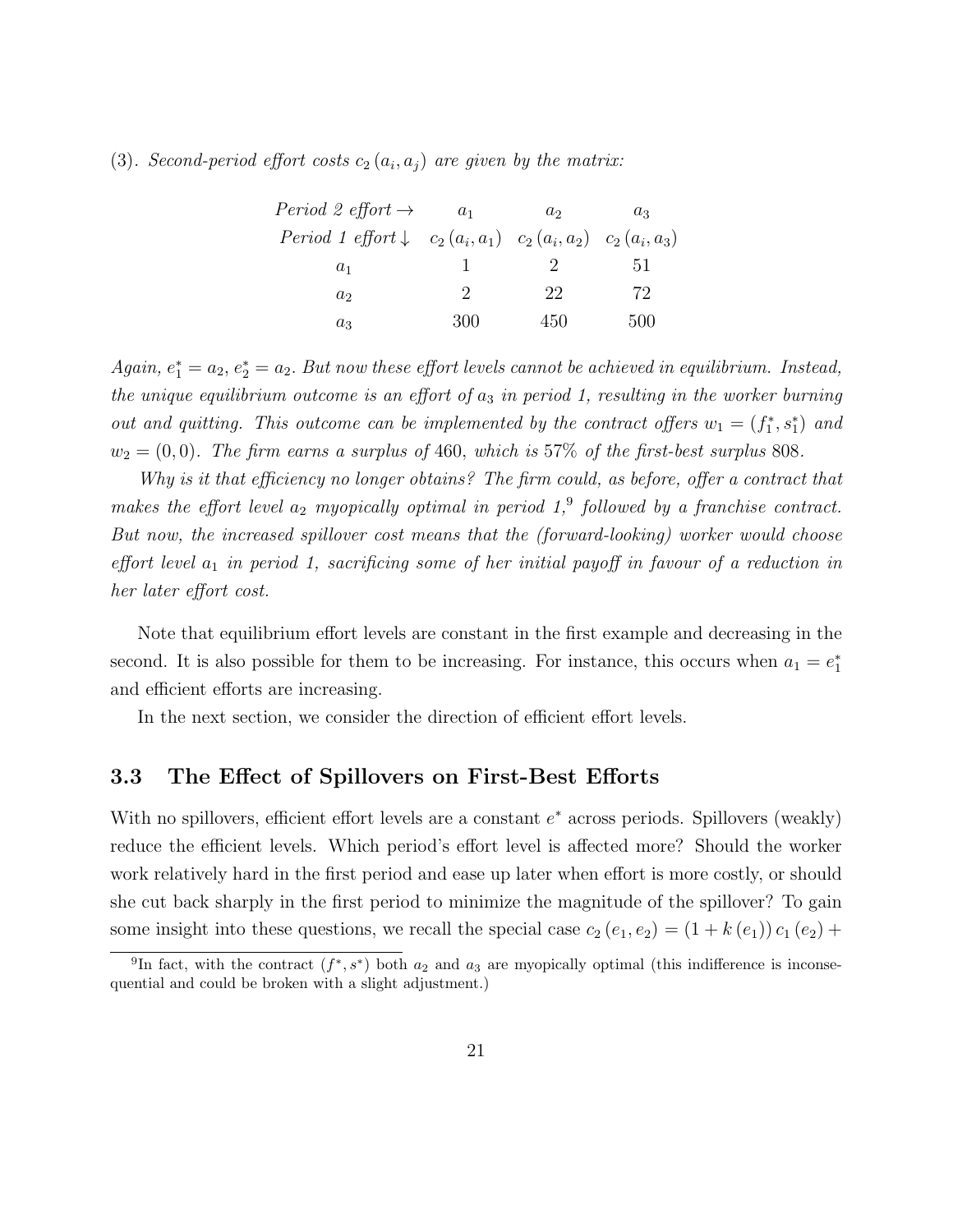(3). *Second-period effort costs $c_2(a_i, a_j)$ are given by the matrix:*

| *Period 2 effort* $\rightarrow$ | $a_1$ | $a_2$ | $a_3$ |
|---|---|---|---|
| *Period 1 effort* $\downarrow$ | $c_2(a_i, a_1)$ | $c_2(a_i, a_2)$ | $c_2(a_i, a_3)$ |
| $a_1$ | 1 | 2 | 51 |
| $a_2$ | 2 | 22 | 72 |
| $a_3$ | 300 | 450 | 500 |

*Again, $e_1^* = a_2$, $e_2^* = a_2$. But now these effort levels cannot be achieved in equilibrium. Instead, the unique equilibrium outcome is an effort of $a_3$ in period 1, resulting in the worker burning out and quitting. This outcome can be implemented by the contract offers $w_1 = (f_1^*, s_1^*)$ and $w_2 = (0, 0)$. The firm earns a surplus of 460, which is 57% of the first-best surplus 808.*

*Why is it that efficiency no longer obtains? The firm could, as before, offer a contract that makes the effort level $a_2$ myopically optimal in period 1,[9] followed by a franchise contract. But now, the increased spillover cost means that the (forward-looking) worker would choose effort level $a_1$ in period 1, sacrificing some of her initial payoff in favour of a reduction in her later effort cost.*

Note that equilibrium effort levels are constant in the first example and decreasing in the second. It is also possible for them to be increasing. For instance, this occurs when $a_1 = e_1^*$ and efficient efforts are increasing.

In the next section, we consider the direction of efficient effort levels.

### 3.3 The Effect of Spillovers on First-Best Efforts

With no spillovers, efficient effort levels are a constant $e^*$ across periods. Spillovers (weakly) reduce the efficient levels. Which period's effort level is affected more? Should the worker work relatively hard in the first period and ease up later when effort is more costly, or should she cut back sharply in the first period to minimize the magnitude of the spillover? To gain some insight into these questions, we recall the special case $c_2(e_1, e_2) = (1 + k(e_1))\, c_1(e_2) +$

[9] In fact, with the contract $(f^*, s^*)$ both $a_2$ and $a_3$ are myopically optimal (this indifference is inconsequential and could be broken with a slight adjustment.)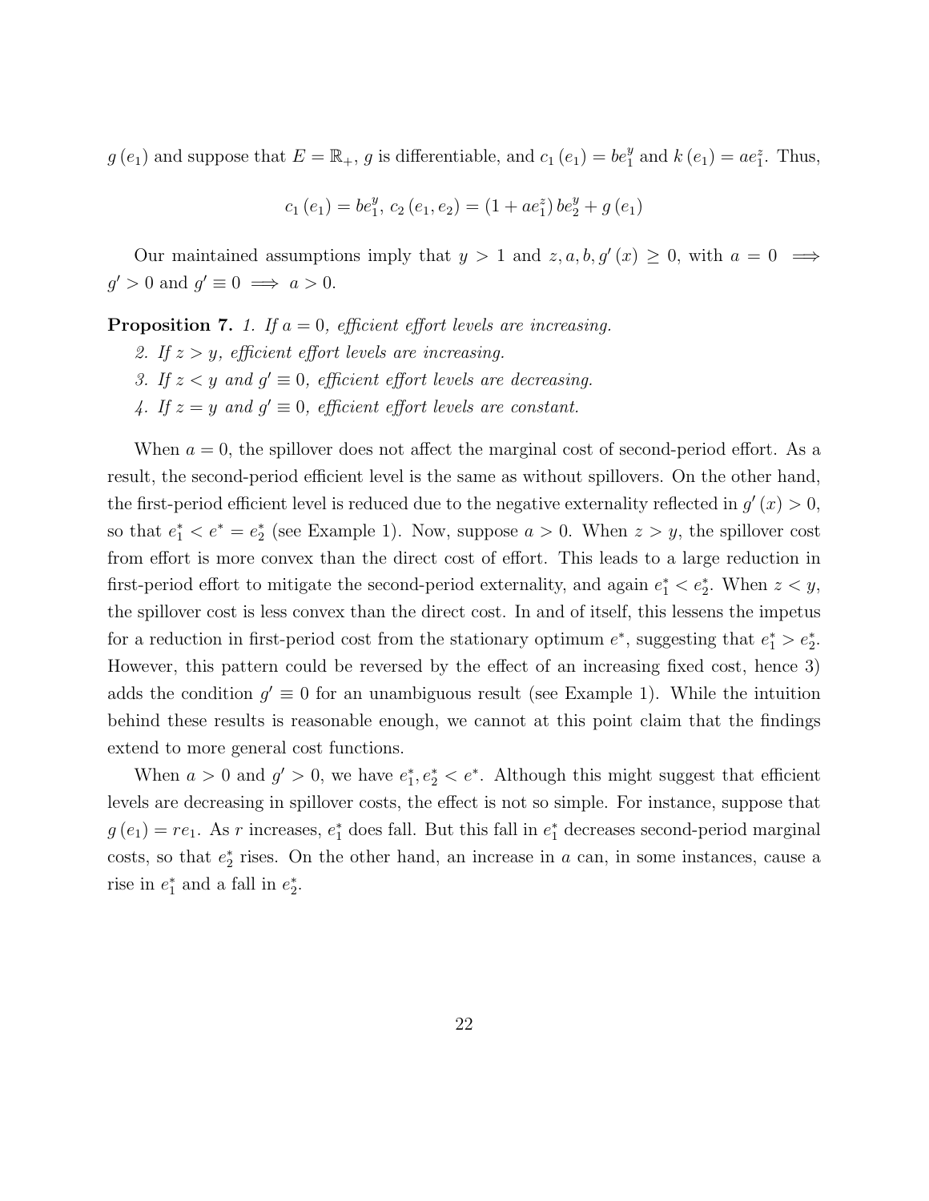$g(e_1)$ and suppose that $E = \mathbb{R}_+$, $g$ is differentiable, and $c_1(e_1) = be_1^y$ and $k(e_1) = ae_1^z$. Thus,

$$c_1(e_1) = be_1^y,\ c_2(e_1, e_2) = (1 + ae_1^z)\, be_2^y + g(e_1)$$

Our maintained assumptions imply that $y > 1$ and $z, a, b, g'(x) \geq 0$, with $a = 0 \implies g' > 0$ and $g' \equiv 0 \implies a > 0$.

**Proposition 7.** *1. If $a = 0$, efficient effort levels are increasing.*

*2. If $z > y$, efficient effort levels are increasing.*

*3. If $z < y$ and $g' \equiv 0$, efficient effort levels are decreasing.*

*4. If $z = y$ and $g' \equiv 0$, efficient effort levels are constant.*

When $a = 0$, the spillover does not affect the marginal cost of second-period effort. As a result, the second-period efficient level is the same as without spillovers. On the other hand, the first-period efficient level is reduced due to the negative externality reflected in $g'(x) > 0$, so that $e_1^* < e^* = e_2^*$ (see Example 1). Now, suppose $a > 0$. When $z > y$, the spillover cost from effort is more convex than the direct cost of effort. This leads to a large reduction in first-period effort to mitigate the second-period externality, and again $e_1^* < e_2^*$. When $z < y$, the spillover cost is less convex than the direct cost. In and of itself, this lessens the impetus for a reduction in first-period cost from the stationary optimum $e^*$, suggesting that $e_1^* > e_2^*$. However, this pattern could be reversed by the effect of an increasing fixed cost, hence 3) adds the condition $g' \equiv 0$ for an unambiguous result (see Example 1). While the intuition behind these results is reasonable enough, we cannot at this point claim that the findings extend to more general cost functions.

When $a > 0$ and $g' > 0$, we have $e_1^*, e_2^* < e^*$. Although this might suggest that efficient levels are decreasing in spillover costs, the effect is not so simple. For instance, suppose that $g(e_1) = re_1$. As $r$ increases, $e_1^*$ does fall. But this fall in $e_1^*$ decreases second-period marginal costs, so that $e_2^*$ rises. On the other hand, an increase in $a$ can, in some instances, cause a rise in $e_1^*$ and a fall in $e_2^*$.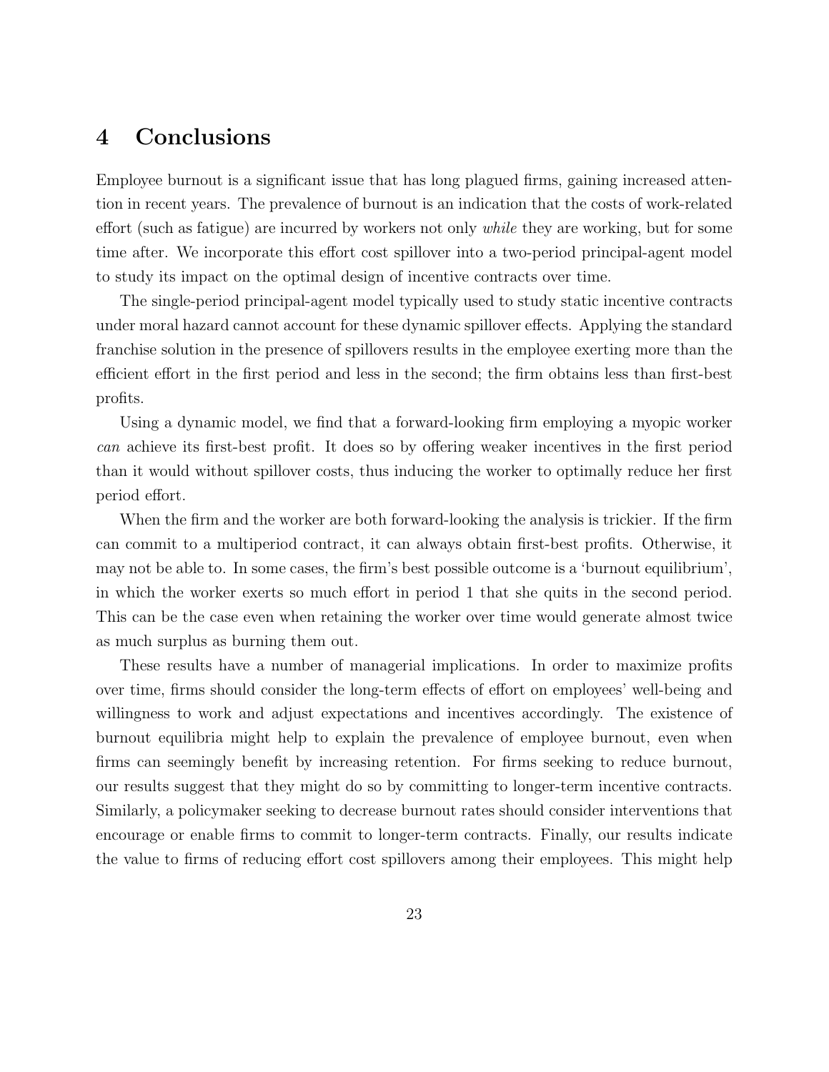# 4 Conclusions

Employee burnout is a significant issue that has long plagued firms, gaining increased attention in recent years. The prevalence of burnout is an indication that the costs of work-related effort (such as fatigue) are incurred by workers not only *while* they are working, but for some time after. We incorporate this effort cost spillover into a two-period principal-agent model to study its impact on the optimal design of incentive contracts over time.

The single-period principal-agent model typically used to study static incentive contracts under moral hazard cannot account for these dynamic spillover effects. Applying the standard franchise solution in the presence of spillovers results in the employee exerting more than the efficient effort in the first period and less in the second; the firm obtains less than first-best profits.

Using a dynamic model, we find that a forward-looking firm employing a myopic worker *can* achieve its first-best profit. It does so by offering weaker incentives in the first period than it would without spillover costs, thus inducing the worker to optimally reduce her first period effort.

When the firm and the worker are both forward-looking the analysis is trickier. If the firm can commit to a multiperiod contract, it can always obtain first-best profits. Otherwise, it may not be able to. In some cases, the firm's best possible outcome is a 'burnout equilibrium', in which the worker exerts so much effort in period 1 that she quits in the second period. This can be the case even when retaining the worker over time would generate almost twice as much surplus as burning them out.

These results have a number of managerial implications. In order to maximize profits over time, firms should consider the long-term effects of effort on employees' well-being and willingness to work and adjust expectations and incentives accordingly. The existence of burnout equilibria might help to explain the prevalence of employee burnout, even when firms can seemingly benefit by increasing retention. For firms seeking to reduce burnout, our results suggest that they might do so by committing to longer-term incentive contracts. Similarly, a policymaker seeking to decrease burnout rates should consider interventions that encourage or enable firms to commit to longer-term contracts. Finally, our results indicate the value to firms of reducing effort cost spillovers among their employees. This might help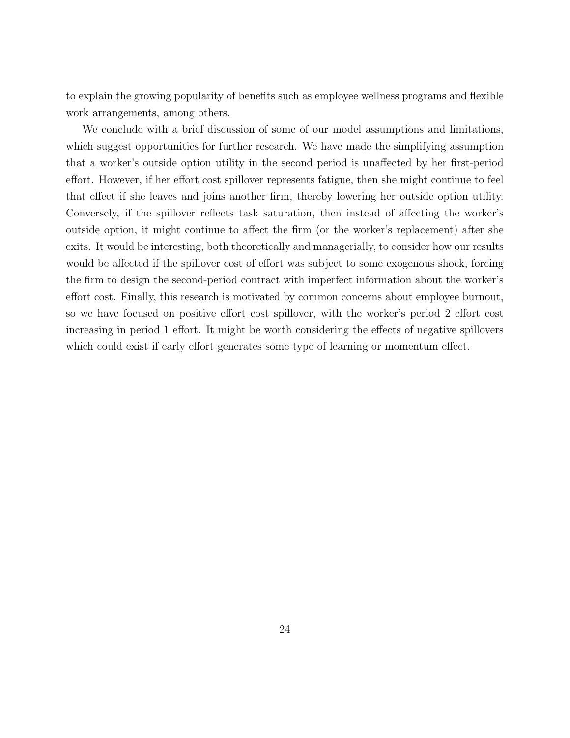to explain the growing popularity of benefits such as employee wellness programs and flexible work arrangements, among others.

We conclude with a brief discussion of some of our model assumptions and limitations, which suggest opportunities for further research. We have made the simplifying assumption that a worker's outside option utility in the second period is unaffected by her first-period effort. However, if her effort cost spillover represents fatigue, then she might continue to feel that effect if she leaves and joins another firm, thereby lowering her outside option utility. Conversely, if the spillover reflects task saturation, then instead of affecting the worker's outside option, it might continue to affect the firm (or the worker's replacement) after she exits. It would be interesting, both theoretically and managerially, to consider how our results would be affected if the spillover cost of effort was subject to some exogenous shock, forcing the firm to design the second-period contract with imperfect information about the worker's effort cost. Finally, this research is motivated by common concerns about employee burnout, so we have focused on positive effort cost spillover, with the worker's period 2 effort cost increasing in period 1 effort. It might be worth considering the effects of negative spillovers which could exist if early effort generates some type of learning or momentum effect.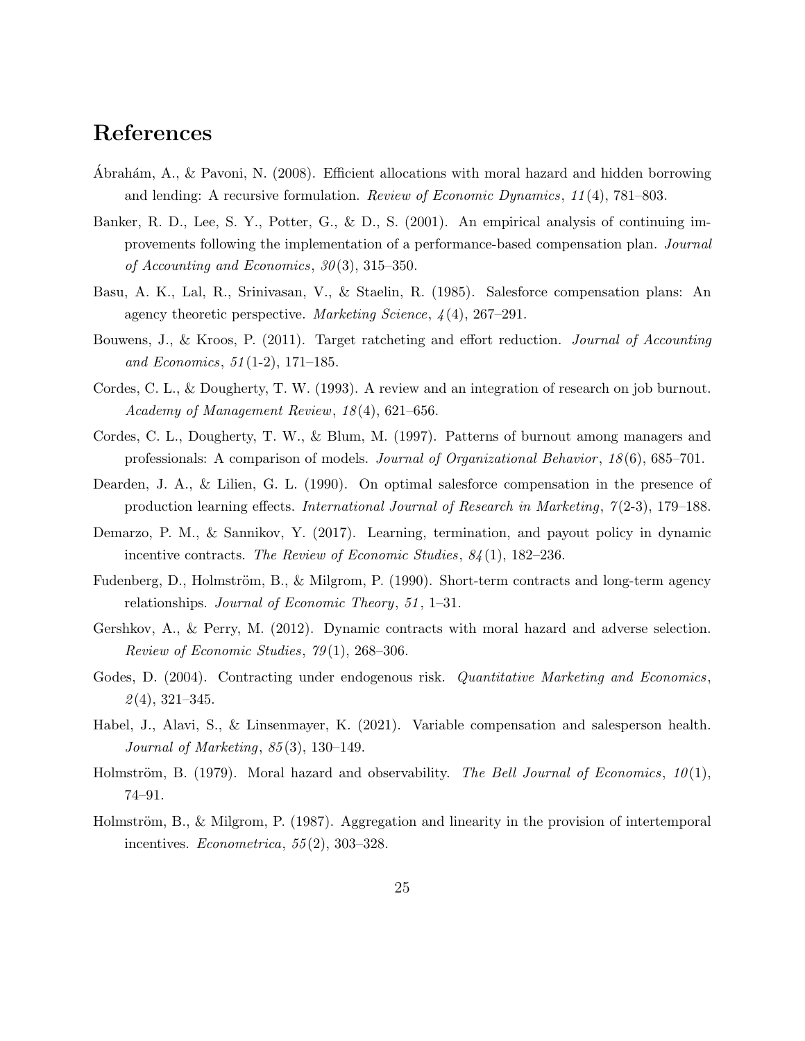# References

Ábrahám, A., & Pavoni, N. (2008). Efficient allocations with moral hazard and hidden borrowing and lending: A recursive formulation. *Review of Economic Dynamics*, *11*(4), 781–803.

Banker, R. D., Lee, S. Y., Potter, G., & D., S. (2001). An empirical analysis of continuing improvements following the implementation of a performance-based compensation plan. *Journal of Accounting and Economics*, *30*(3), 315–350.

Basu, A. K., Lal, R., Srinivasan, V., & Staelin, R. (1985). Salesforce compensation plans: An agency theoretic perspective. *Marketing Science*, *4*(4), 267–291.

Bouwens, J., & Kroos, P. (2011). Target ratcheting and effort reduction. *Journal of Accounting and Economics*, *51*(1-2), 171–185.

Cordes, C. L., & Dougherty, T. W. (1993). A review and an integration of research on job burnout. *Academy of Management Review*, *18*(4), 621–656.

Cordes, C. L., Dougherty, T. W., & Blum, M. (1997). Patterns of burnout among managers and professionals: A comparison of models. *Journal of Organizational Behavior*, *18*(6), 685–701.

Dearden, J. A., & Lilien, G. L. (1990). On optimal salesforce compensation in the presence of production learning effects. *International Journal of Research in Marketing*, *7*(2-3), 179–188.

Demarzo, P. M., & Sannikov, Y. (2017). Learning, termination, and payout policy in dynamic incentive contracts. *The Review of Economic Studies*, *84*(1), 182–236.

Fudenberg, D., Holmström, B., & Milgrom, P. (1990). Short-term contracts and long-term agency relationships. *Journal of Economic Theory*, *51*, 1–31.

Gershkov, A., & Perry, M. (2012). Dynamic contracts with moral hazard and adverse selection. *Review of Economic Studies*, *79*(1), 268–306.

Godes, D. (2004). Contracting under endogenous risk. *Quantitative Marketing and Economics*, *2*(4), 321–345.

Habel, J., Alavi, S., & Linsenmayer, K. (2021). Variable compensation and salesperson health. *Journal of Marketing*, *85*(3), 130–149.

Holmström, B. (1979). Moral hazard and observability. *The Bell Journal of Economics*, *10*(1), 74–91.

Holmström, B., & Milgrom, P. (1987). Aggregation and linearity in the provision of intertemporal incentives. *Econometrica*, *55*(2), 303–328.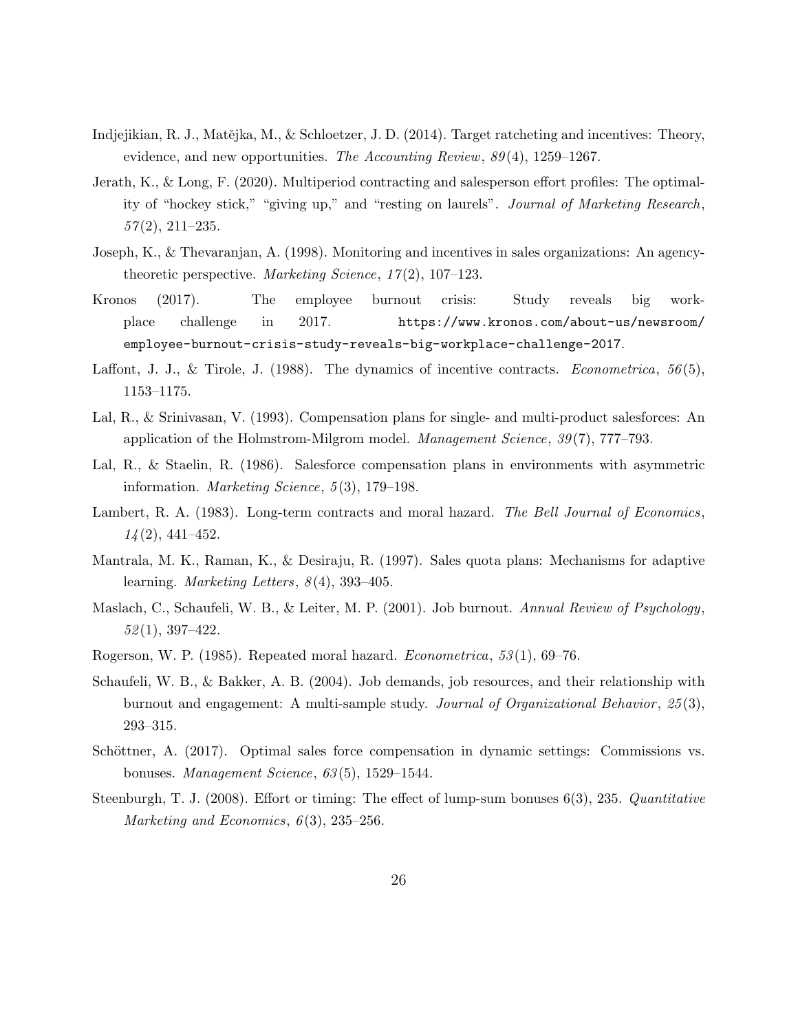Indjejikian, R. J., Matějka, M., & Schloetzer, J. D. (2014). Target ratcheting and incentives: Theory, evidence, and new opportunities. *The Accounting Review*, *89*(4), 1259–1267.

Jerath, K., & Long, F. (2020). Multiperiod contracting and salesperson effort profiles: The optimality of "hockey stick," "giving up," and "resting on laurels". *Journal of Marketing Research*, *57*(2), 211–235.

Joseph, K., & Thevaranjan, A. (1998). Monitoring and incentives in sales organizations: An agency-theoretic perspective. *Marketing Science*, *17*(2), 107–123.

Kronos (2017). The employee burnout crisis: Study reveals big workplace challenge in 2017. `https://www.kronos.com/about-us/newsroom/employee-burnout-crisis-study-reveals-big-workplace-challenge-2017`.

Laffont, J. J., & Tirole, J. (1988). The dynamics of incentive contracts. *Econometrica*, *56*(5), 1153–1175.

Lal, R., & Srinivasan, V. (1993). Compensation plans for single- and multi-product salesforces: An application of the Holmstrom-Milgrom model. *Management Science*, *39*(7), 777–793.

Lal, R., & Staelin, R. (1986). Salesforce compensation plans in environments with asymmetric information. *Marketing Science*, *5*(3), 179–198.

Lambert, R. A. (1983). Long-term contracts and moral hazard. *The Bell Journal of Economics*, *14*(2), 441–452.

Mantrala, M. K., Raman, K., & Desiraju, R. (1997). Sales quota plans: Mechanisms for adaptive learning. *Marketing Letters*, *8*(4), 393–405.

Maslach, C., Schaufeli, W. B., & Leiter, M. P. (2001). Job burnout. *Annual Review of Psychology*, *52*(1), 397–422.

Rogerson, W. P. (1985). Repeated moral hazard. *Econometrica*, *53*(1), 69–76.

Schaufeli, W. B., & Bakker, A. B. (2004). Job demands, job resources, and their relationship with burnout and engagement: A multi-sample study. *Journal of Organizational Behavior*, *25*(3), 293–315.

Schöttner, A. (2017). Optimal sales force compensation in dynamic settings: Commissions vs. bonuses. *Management Science*, *63*(5), 1529–1544.

Steenburgh, T. J. (2008). Effort or timing: The effect of lump-sum bonuses 6(3), 235. *Quantitative Marketing and Economics*, *6*(3), 235–256.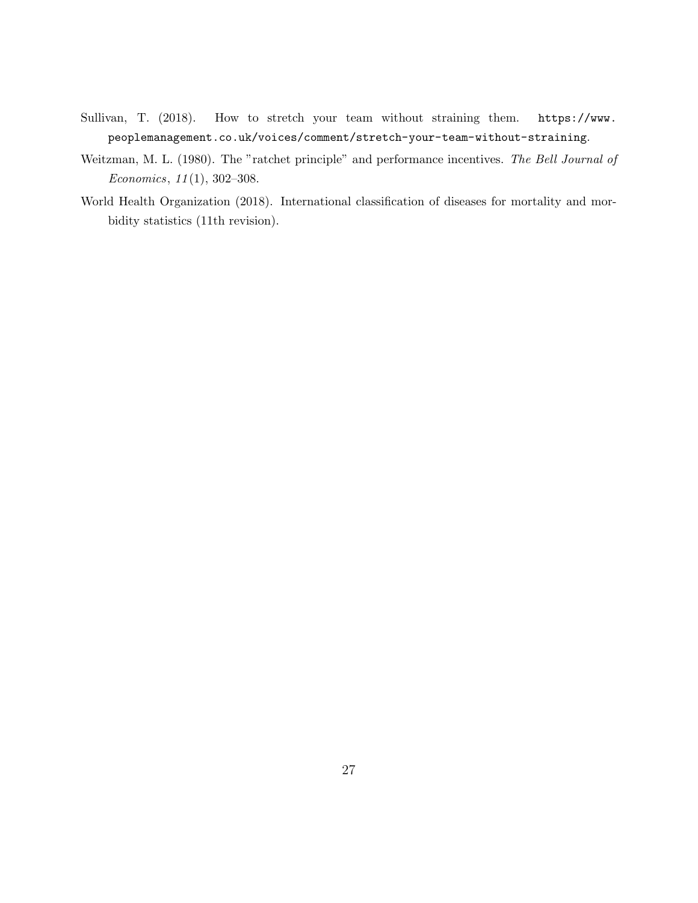Sullivan, T. (2018). How to stretch your team without straining them. https://www.peoplemanagement.co.uk/voices/comment/stretch-your-team-without-straining.

Weitzman, M. L. (1980). The "ratchet principle" and performance incentives. *The Bell Journal of Economics*, *11*(1), 302–308.

World Health Organization (2018). International classification of diseases for mortality and morbidity statistics (11th revision).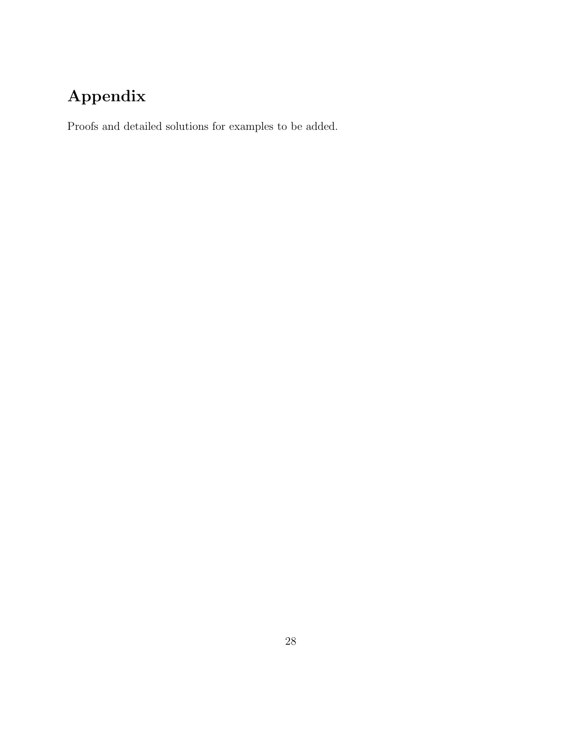# Appendix

Proofs and detailed solutions for examples to be added.